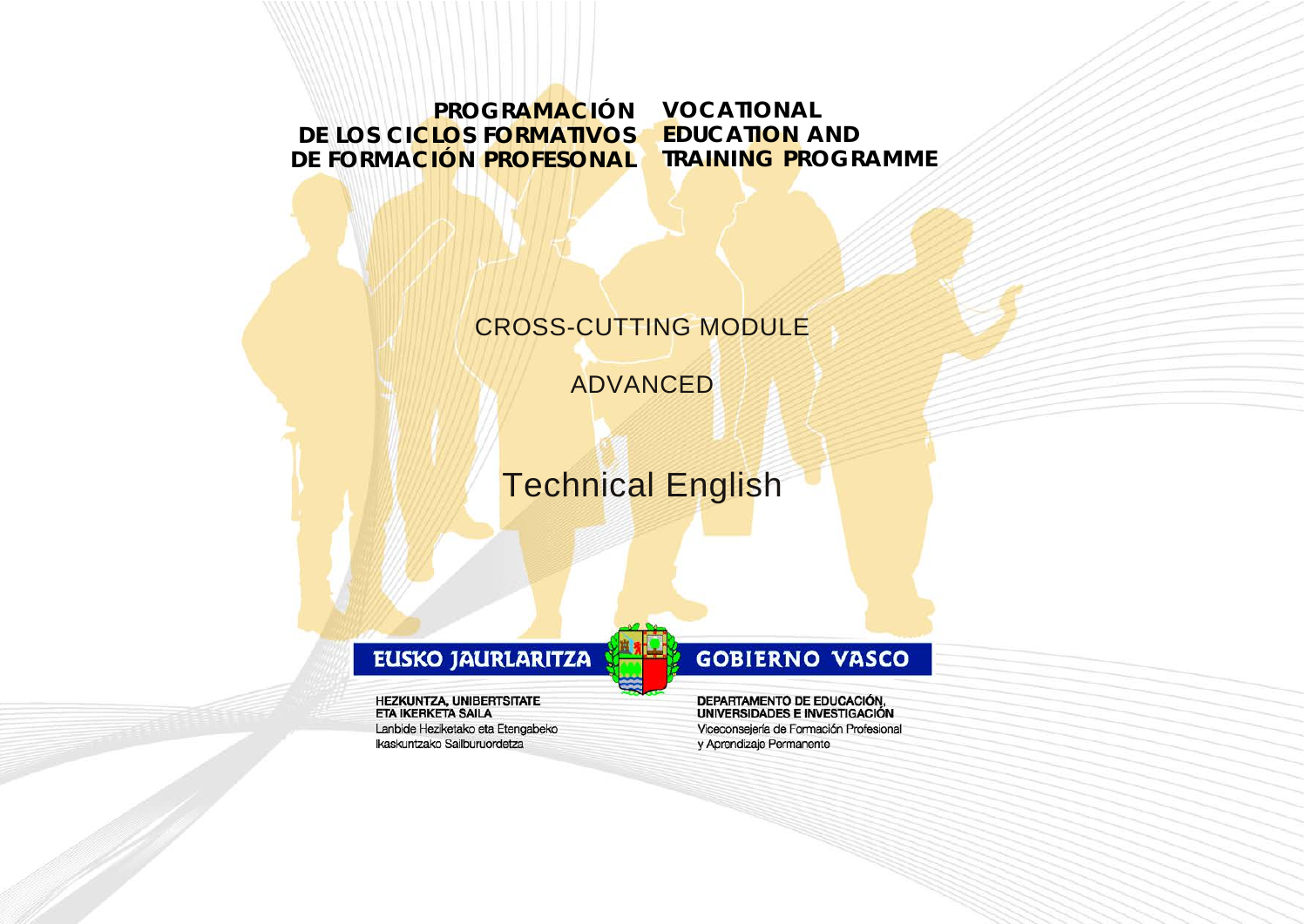**PROGRAMACIÓN DE LOS CICLOS FORMATIVOS DE FORMACIÓN PROFESONAL**

**VOCATIONAL EDUCATION AND TRAINING PROGRAMME**

CROSS-CUTTING MODULE

ADVANCED

# Technical English

**EUSKO JAURLARITZA**

**GOBIERNO VASCO**

**HEZKUNTZA, UNIBERTSITATE ETA IKERKETA SAILA**
Lanbide Heziketako eta Etengabeko Ikaskuntzako Sailburuordetza

**DEPARTAMENTO DE EDUCACIÓN, UNIVERSIDADES E INVESTIGACIÓN**
Viceconsejería de Formación Profesional y Aprendizaje Permanente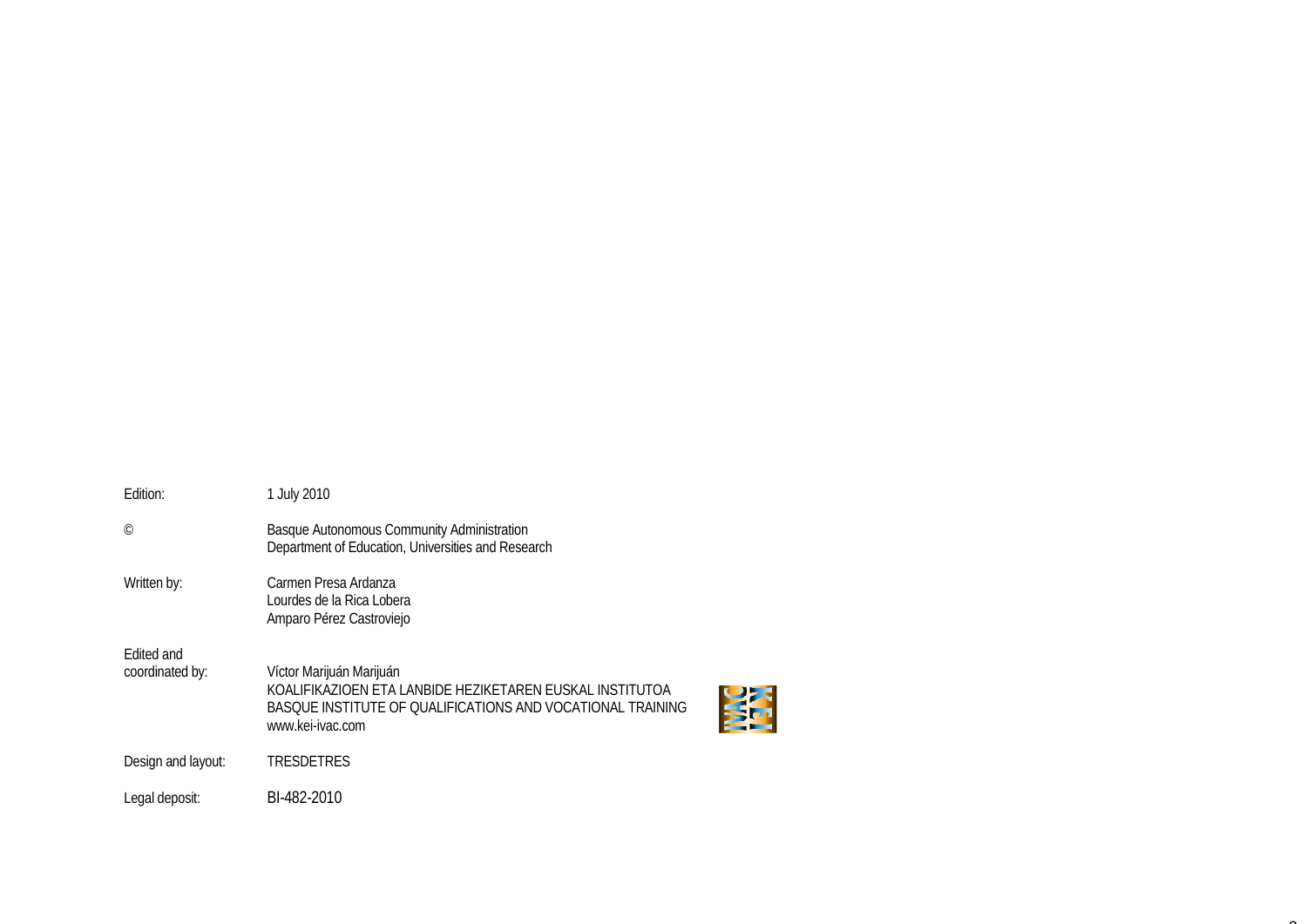| | |
|---|---|
| Edition: | 1 July 2010 |
| © | Basque Autonomous Community Administration<br>Department of Education, Universities and Research |
| Written by: | Carmen Presa Ardanza<br>Lourdes de la Rica Lobera<br>Amparo Pérez Castroviejo |
| Edited and coordinated by: | Víctor Marijuán Marijuán<br>KOALIFIKAZIOEN ETA LANBIDE HEZIKETAREN EUSKAL INSTITUTOA<br>BASQUE INSTITUTE OF QUALIFICATIONS AND VOCATIONAL TRAINING<br>www.kei-ivac.com |
| Design and layout: | TRESDETRES |
| Legal deposit: | BI-482-2010 |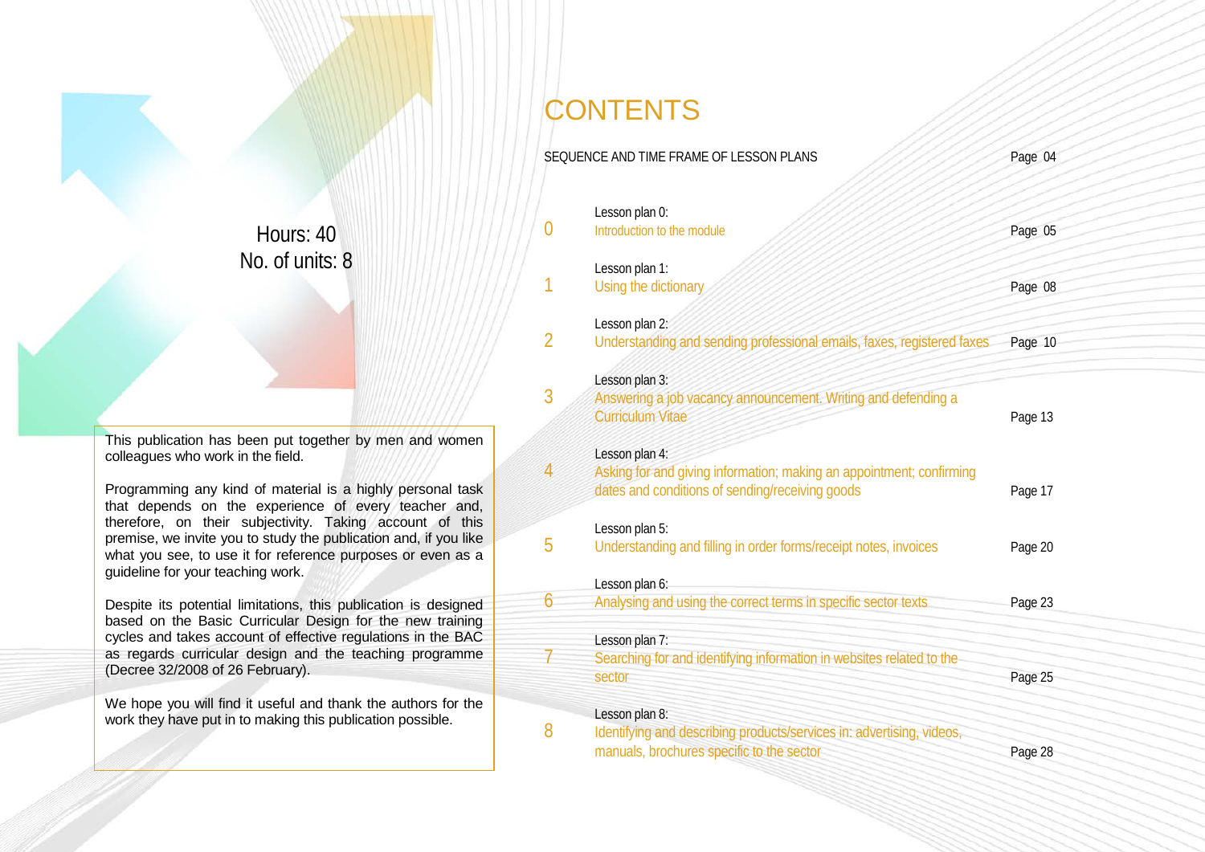Hours: 40
No. of units: 8

This publication has been put together by men and women colleagues who work in the field.

Programming any kind of material is a highly personal task that depends on the experience of every teacher and, therefore, on their subjectivity. Taking account of this premise, we invite you to study the publication and, if you like what you see, to use it for reference purposes or even as a guideline for your teaching work.

Despite its potential limitations, this publication is designed based on the Basic Curricular Design for the new training cycles and takes account of effective regulations in the BAC as regards curricular design and the teaching programme (Decree 32/2008 of 26 February).

We hope you will find it useful and thank the authors for the work they have put in to making this publication possible.

# CONTENTS

SEQUENCE AND TIME FRAME OF LESSON PLANS — Page 04

0. Lesson plan 0: Introduction to the module — Page 05
1. Lesson plan 1: Using the dictionary — Page 08
2. Lesson plan 2: Understanding and sending professional emails, faxes, registered faxes — Page 10
3. Lesson plan 3: Answering a job vacancy announcement. Writing and defending a Curriculum Vitae — Page 13
4. Lesson plan 4: Asking for and giving information; making an appointment; confirming dates and conditions of sending/receiving goods — Page 17
5. Lesson plan 5: Understanding and filling in order forms/receipt notes, invoices — Page 20
6. Lesson plan 6: Analysing and using the correct terms in specific sector texts — Page 23
7. Lesson plan 7: Searching for and identifying information in websites related to the sector — Page 25
8. Lesson plan 8: Identifying and describing products/services in: advertising, videos, manuals, brochures specific to the sector — Page 28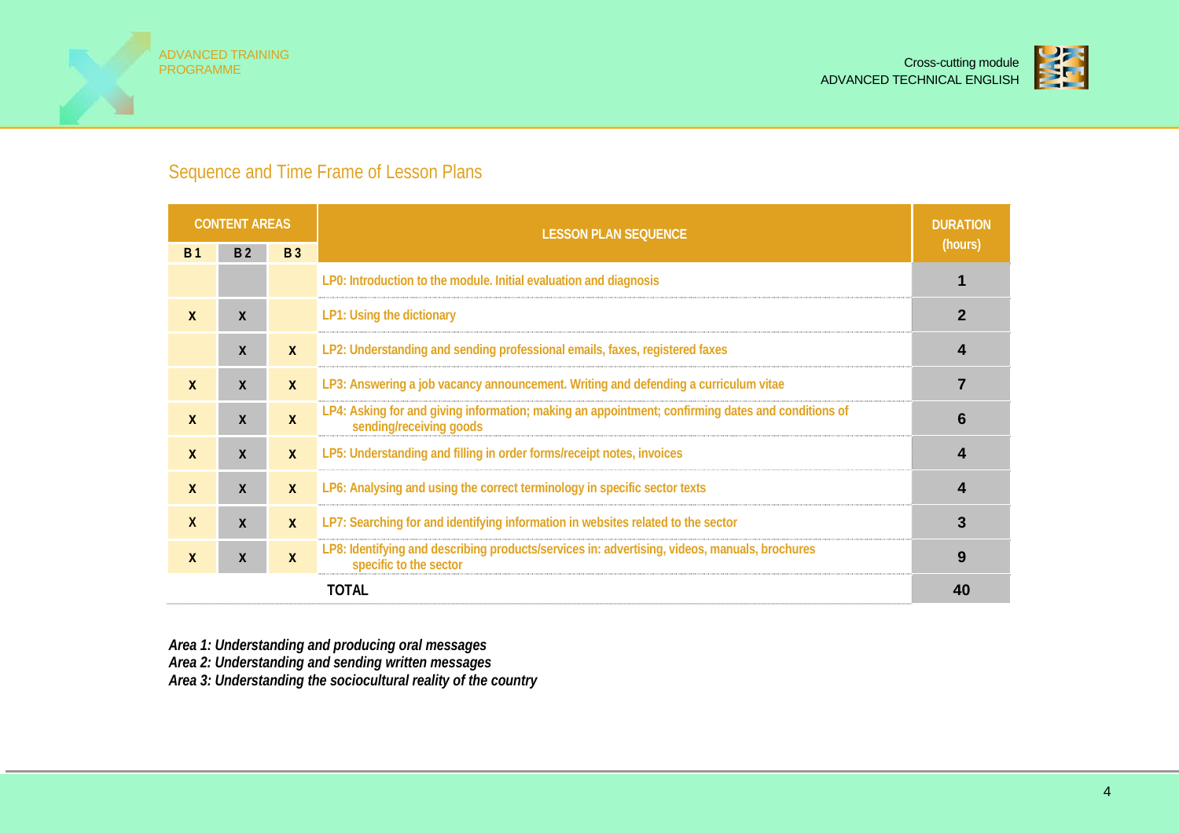## Sequence and Time Frame of Lesson Plans

| CONTENT AREAS | | | LESSON PLAN SEQUENCE | DURATION (hours) |
|---|---|---|---|---|
| B 1 | B 2 | B 3 | | |
| | | | LP0: Introduction to the module. Initial evaluation and diagnosis | 1 |
| X | X | | LP1: Using the dictionary | 2 |
| | X | X | LP2: Understanding and sending professional emails, faxes, registered faxes | 4 |
| X | X | X | LP3: Answering a job vacancy announcement. Writing and defending a curriculum vitae | 7 |
| X | X | X | LP4: Asking for and giving information; making an appointment; confirming dates and conditions of sending/receiving goods | 6 |
| X | X | X | LP5: Understanding and filling in order forms/receipt notes, invoices | 4 |
| X | X | X | LP6: Analysing and using the correct terminology in specific sector texts | 4 |
| X | X | X | LP7: Searching for and identifying information in websites related to the sector | 3 |
| X | X | X | LP8: Identifying and describing products/services in: advertising, videos, manuals, brochures specific to the sector | 9 |
| | | | **TOTAL** | **40** |

*Area 1: Understanding and producing oral messages*
*Area 2: Understanding and sending written messages*
*Area 3: Understanding the sociocultural reality of the country*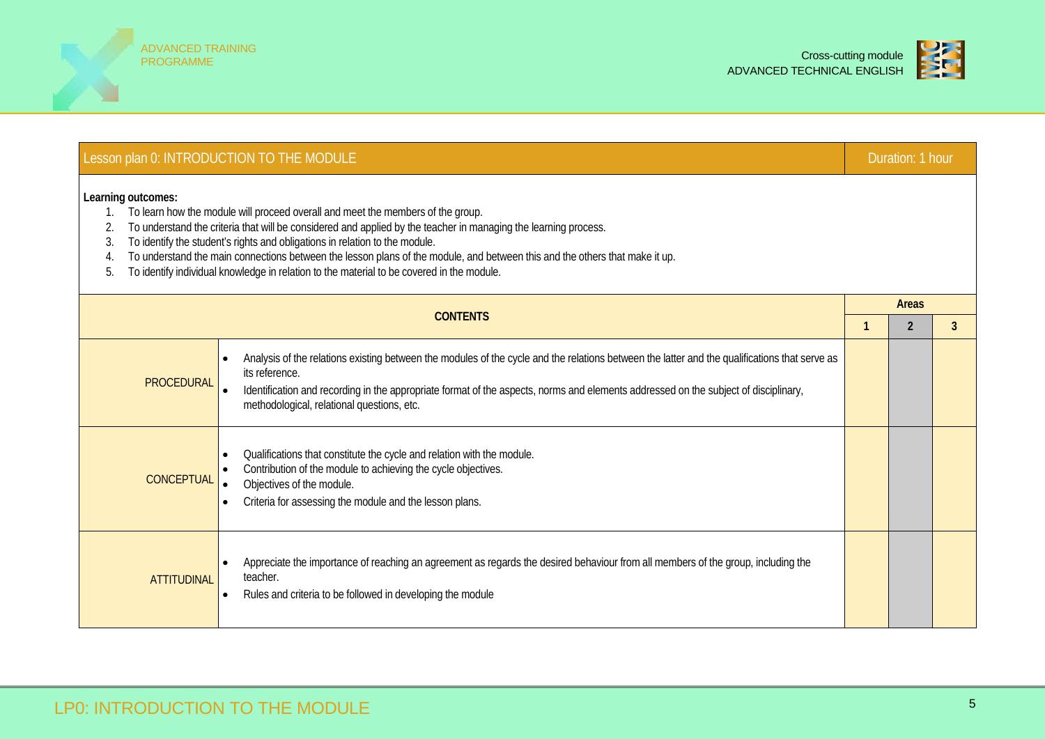| Lesson plan 0: INTRODUCTION TO THE MODULE | Duration: 1 hour |
|---|---|

**Learning outcomes:**

1. To learn how the module will proceed overall and meet the members of the group.
2. To understand the criteria that will be considered and applied by the teacher in managing the learning process.
3. To identify the student's rights and obligations in relation to the module.
4. To understand the main connections between the lesson plans of the module, and between this and the others that make it up.
5. To identify individual knowledge in relation to the material to be covered in the module.

| CONTENTS | | Areas | | |
|---|---|---|---|---|
| | | 1 | 2 | 3 |
| PROCEDURAL | • Analysis of the relations existing between the modules of the cycle and the relations between the latter and the qualifications that serve as its reference.<br>• Identification and recording in the appropriate format of the aspects, norms and elements addressed on the subject of disciplinary, methodological, relational questions, etc. | | | |
| CONCEPTUAL | • Qualifications that constitute the cycle and relation with the module.<br>• Contribution of the module to achieving the cycle objectives.<br>• Objectives of the module.<br>• Criteria for assessing the module and the lesson plans. | | | |
| ATTITUDINAL | • Appreciate the importance of reaching an agreement as regards the desired behaviour from all members of the group, including the teacher.<br>• Rules and criteria to be followed in developing the module | | | |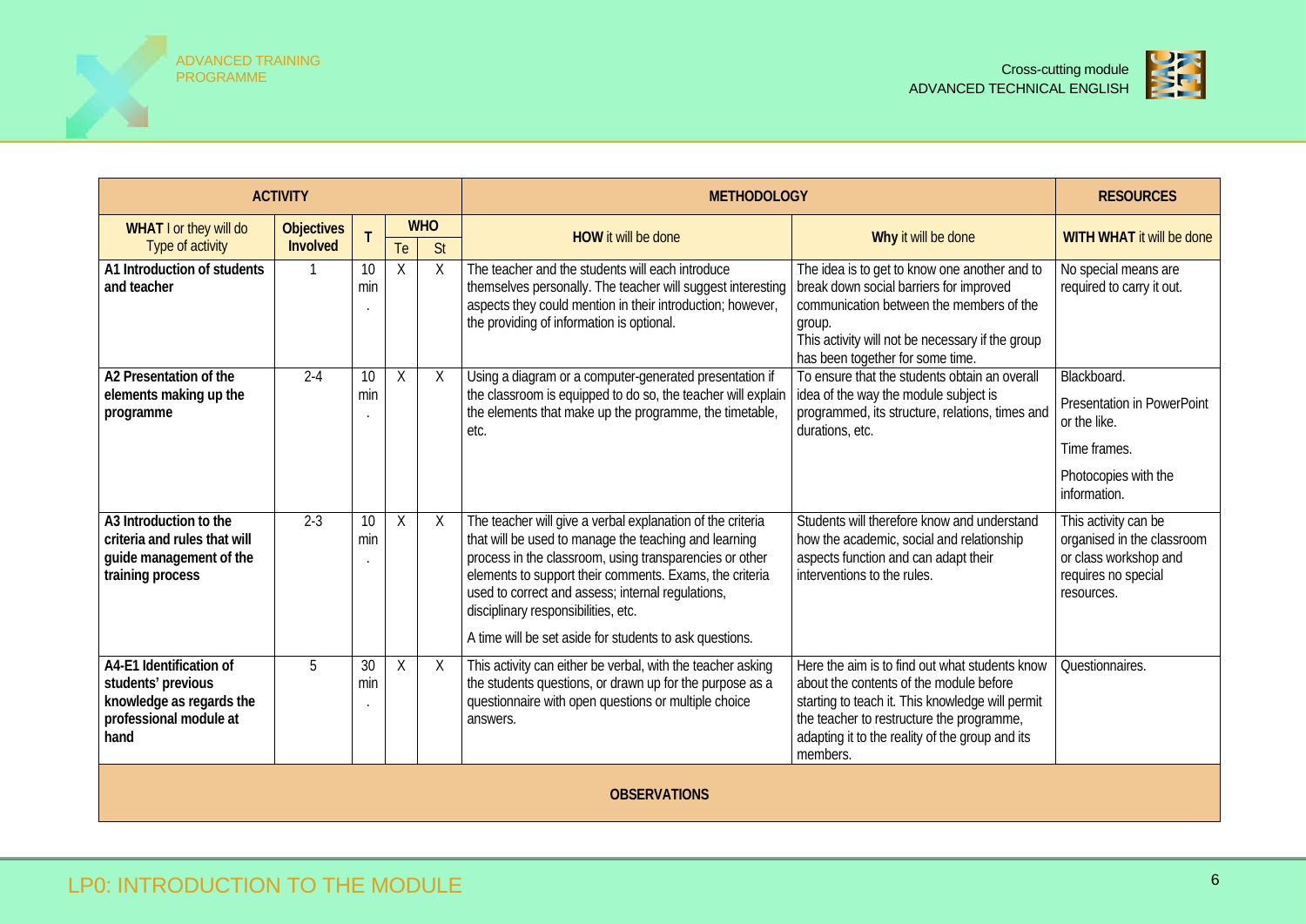| ACTIVITY | | | | | METHODOLOGY | | RESOURCES |
|---|---|---|---|---|---|---|---|
| **WHAT** I or they will do Type of activity | **Objectives Involved** | **T** | **WHO** | | **HOW** it will be done | **Why** it will be done | **WITH WHAT** it will be done |
| | | | Te | St | | | |
| **A1 Introduction of students and teacher** | 1 | 10 min. | X | X | The teacher and the students will each introduce themselves personally. The teacher will suggest interesting aspects they could mention in their introduction; however, the providing of information is optional. | The idea is to get to know one another and to break down social barriers for improved communication between the members of the group. This activity will not be necessary if the group has been together for some time. | No special means are required to carry it out. |
| **A2 Presentation of the elements making up the programme** | 2-4 | 10 min. | X | X | Using a diagram or a computer-generated presentation if the classroom is equipped to do so, the teacher will explain the elements that make up the programme, the timetable, etc. | To ensure that the students obtain an overall idea of the way the module subject is programmed, its structure, relations, times and durations, etc. | Blackboard. Presentation in PowerPoint or the like. Time frames. Photocopies with the information. |
| **A3 Introduction to the criteria and rules that will guide management of the training process** | 2-3 | 10 min. | X | X | The teacher will give a verbal explanation of the criteria that will be used to manage the teaching and learning process in the classroom, using transparencies or other elements to support their comments. Exams, the criteria used to correct and assess; internal regulations, disciplinary responsibilities, etc. A time will be set aside for students to ask questions. | Students will therefore know and understand how the academic, social and relationship aspects function and can adapt their interventions to the rules. | This activity can be organised in the classroom or class workshop and requires no special resources. |
| **A4-E1 Identification of students' previous knowledge as regards the professional module at hand** | 5 | 30 min. | X | X | This activity can either be verbal, with the teacher asking the students questions, or drawn up for the purpose as a questionnaire with open questions or multiple choice answers. | Here the aim is to find out what students know about the contents of the module before starting to teach it. This knowledge will permit the teacher to restructure the programme, adapting it to the reality of the group and its members. | Questionnaires. |
| **OBSERVATIONS** | | | | | | | |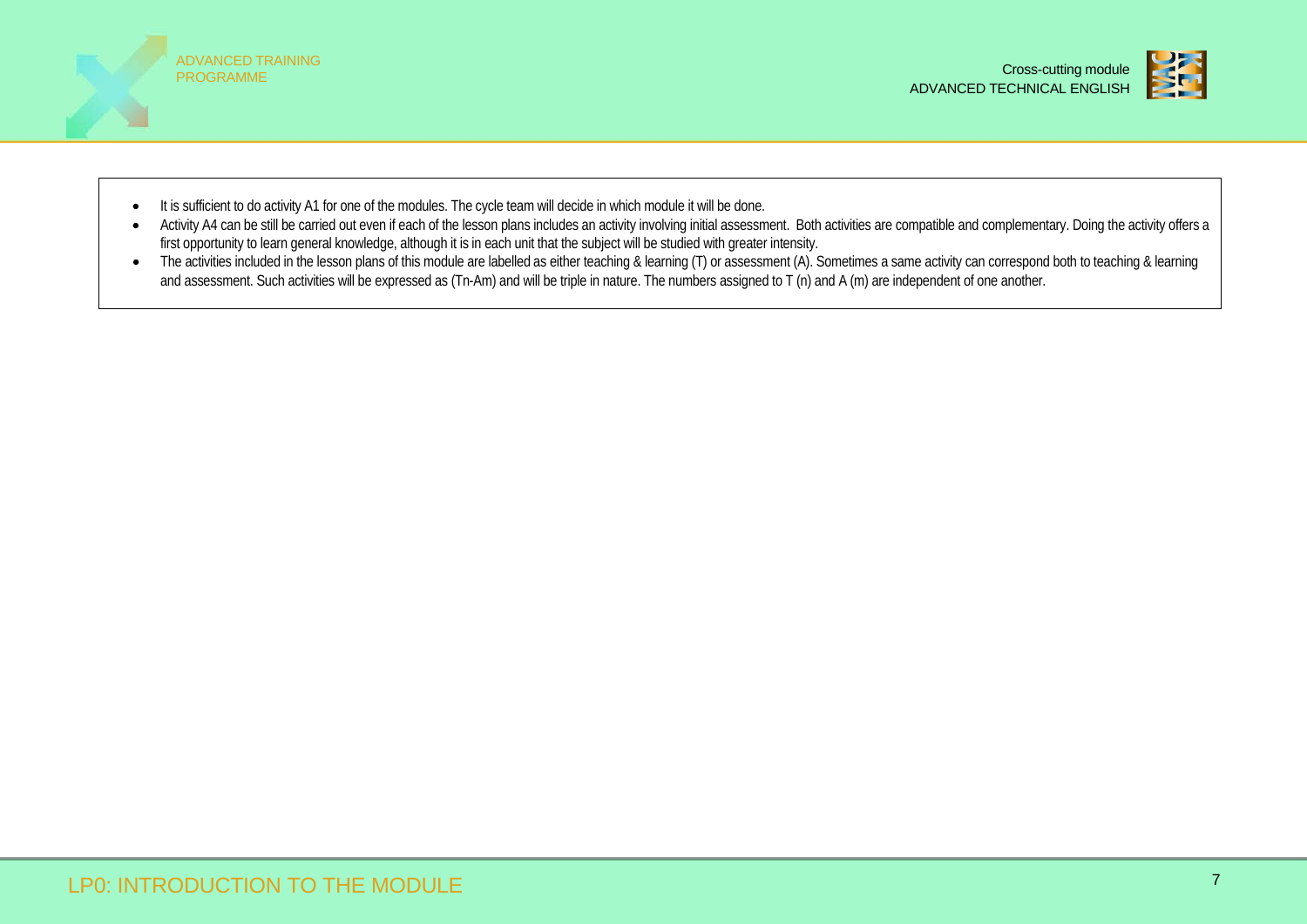- It is sufficient to do activity A1 for one of the modules. The cycle team will decide in which module it will be done.
- Activity A4 can be still be carried out even if each of the lesson plans includes an activity involving initial assessment. Both activities are compatible and complementary. Doing the activity offers a first opportunity to learn general knowledge, although it is in each unit that the subject will be studied with greater intensity.
- The activities included in the lesson plans of this module are labelled as either teaching & learning (T) or assessment (A). Sometimes a same activity can correspond both to teaching & learning and assessment. Such activities will be expressed as (Tn-Am) and will be triple in nature. The numbers assigned to T (n) and A (m) are independent of one another.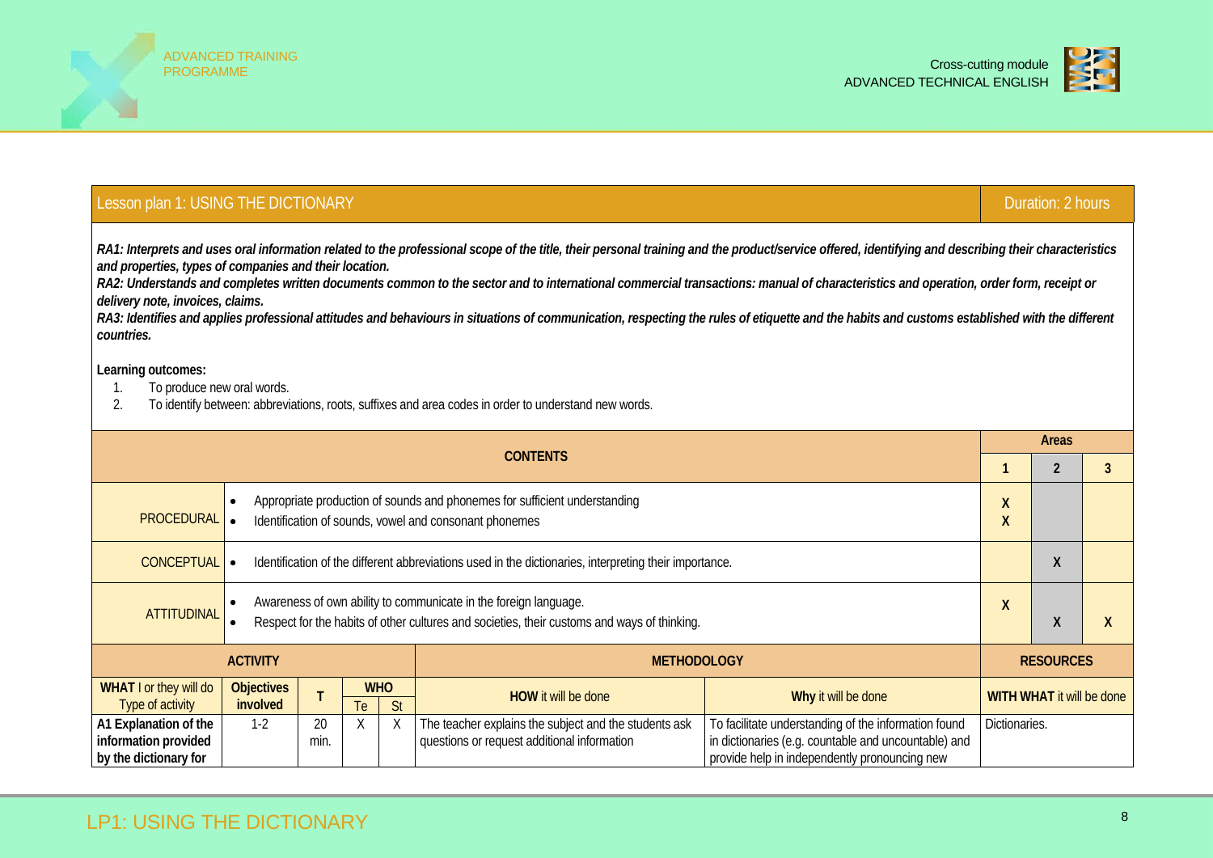| Lesson plan 1: USING THE DICTIONARY | Duration: 2 hours |
|---|---|

***RA1: Interprets and uses oral information related to the professional scope of the title, their personal training and the product/service offered, identifying and describing their characteristics and properties, types of companies and their location.***
***RA2: Understands and completes written documents common to the sector and to international commercial transactions: manual of characteristics and operation, order form, receipt or delivery note, invoices, claims.***
***RA3: Identifies and applies professional attitudes and behaviours in situations of communication, respecting the rules of etiquette and the habits and customs established with the different countries.***

**Learning outcomes:**

1. To produce new oral words.
2. To identify between: abbreviations, roots, suffixes and area codes in order to understand new words.

| CONTENTS | | Areas 1 | Areas 2 | Areas 3 |
|---|---|---|---|---|
| PROCEDURAL | • Appropriate production of sounds and phonemes for sufficient understanding<br>• Identification of sounds, vowel and consonant phonemes | X<br>X | | |
| CONCEPTUAL | • Identification of the different abbreviations used in the dictionaries, interpreting their importance. | | X | |
| ATTITUDINAL | • Awareness of own ability to communicate in the foreign language.<br>• Respect for the habits of other cultures and societies, their customs and ways of thinking. | X | X | X |

| ACTIVITY | | | | | METHODOLOGY | | RESOURCES |
|---|---|---|---|---|---|---|---|
| **WHAT** I or they will do<br>Type of activity | **Objectives involved** | **T** | **WHO** Te | **WHO** St | **HOW** it will be done | **Why** it will be done | **WITH WHAT** it will be done |
| **A1 Explanation of the information provided by the dictionary for** | 1-2 | 20 min. | X | X | The teacher explains the subject and the students ask questions or request additional information | To facilitate understanding of the information found in dictionaries (e.g. countable and uncountable) and provide help in independently pronouncing new | Dictionaries. |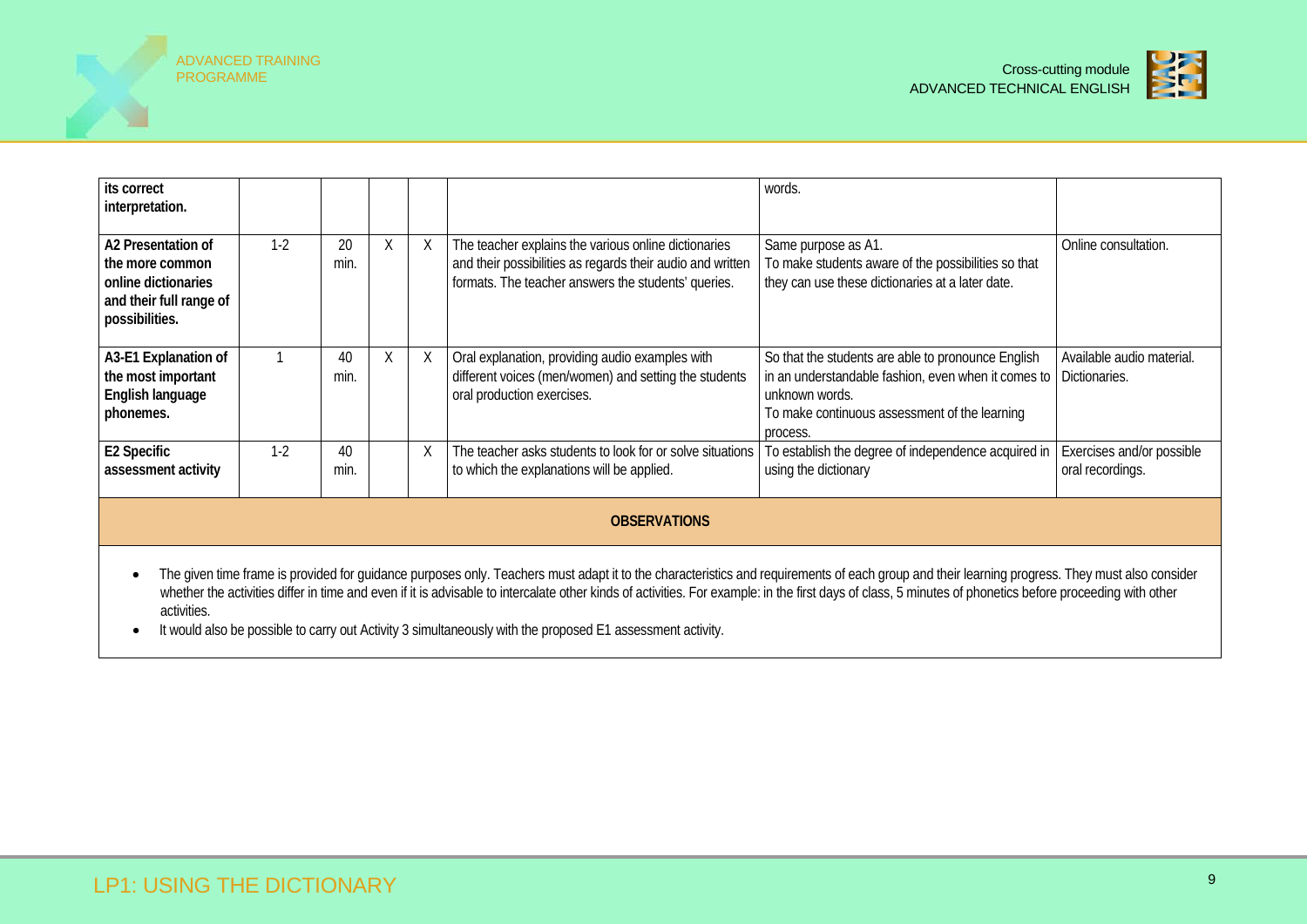| | | | | | | | |
|---|---|---|---|---|---|---|---|
| **its correct interpretation.** | | | | | | words. | |
| **A2 Presentation of the more common online dictionaries and their full range of possibilities.** | 1-2 | 20 min. | X | X | The teacher explains the various online dictionaries and their possibilities as regards their audio and written formats. The teacher answers the students' queries. | Same purpose as A1.<br>To make students aware of the possibilities so that they can use these dictionaries at a later date. | Online consultation. |
| **A3-E1 Explanation of the most important English language phonemes.** | 1 | 40 min. | X | X | Oral explanation, providing audio examples with different voices (men/women) and setting the students oral production exercises. | So that the students are able to pronounce English in an understandable fashion, even when it comes to unknown words.<br>To make continuous assessment of the learning process. | Available audio material.<br>Dictionaries. |
| **E2 Specific assessment activity** | 1-2 | 40 min. | | X | The teacher asks students to look for or solve situations to which the explanations will be applied. | To establish the degree of independence acquired in using the dictionary | Exercises and/or possible oral recordings. |

**OBSERVATIONS**

- The given time frame is provided for guidance purposes only. Teachers must adapt it to the characteristics and requirements of each group and their learning progress. They must also consider whether the activities differ in time and even if it is advisable to intercalate other kinds of activities. For example: in the first days of class, 5 minutes of phonetics before proceeding with other activities.
- It would also be possible to carry out Activity 3 simultaneously with the proposed E1 assessment activity.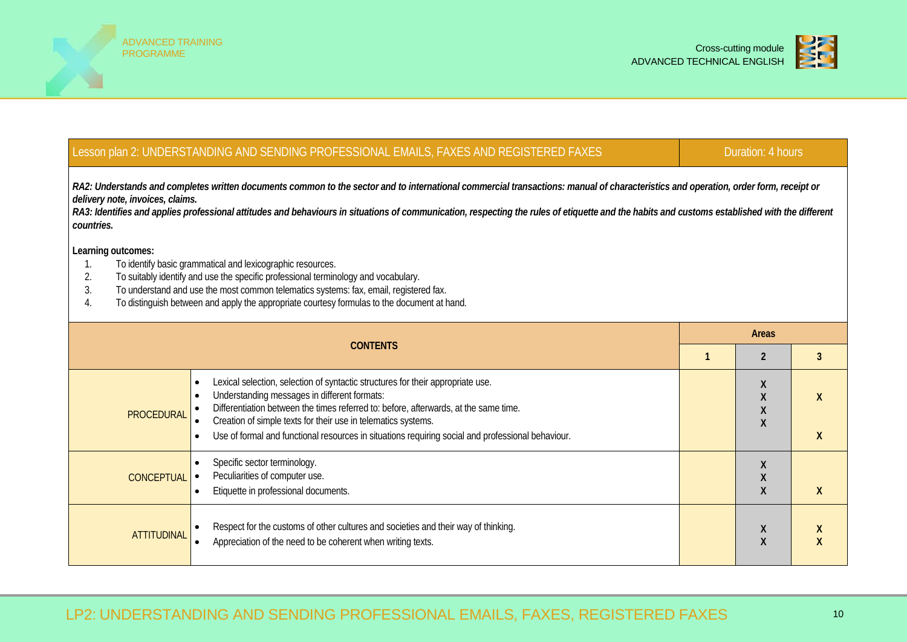| Lesson plan 2: UNDERSTANDING AND SENDING PROFESSIONAL EMAILS, FAXES AND REGISTERED FAXES | Duration: 4 hours |
|---|---|

***RA2: Understands and completes written documents common to the sector and to international commercial transactions: manual of characteristics and operation, order form, receipt or delivery note, invoices, claims.***

***RA3: Identifies and applies professional attitudes and behaviours in situations of communication, respecting the rules of etiquette and the habits and customs established with the different countries.***

**Learning outcomes:**

1. To identify basic grammatical and lexicographic resources.
2. To suitably identify and use the specific professional terminology and vocabulary.
3. To understand and use the most common telematics systems: fax, email, registered fax.
4. To distinguish between and apply the appropriate courtesy formulas to the document at hand.

| CONTENTS | | Areas | | |
|---|---|---|---|---|
| | | 1 | 2 | 3 |
| PROCEDURAL | • Lexical selection, selection of syntactic structures for their appropriate use.<br>• Understanding messages in different formats:<br>• Differentiation between the times referred to: before, afterwards, at the same time.<br>• Creation of simple texts for their use in telematics systems.<br>• Use of formal and functional resources in situations requiring social and professional behaviour. | | X<br>X<br>X<br>X | X<br><br><br><br>X |
| CONCEPTUAL | • Specific sector terminology.<br>• Peculiarities of computer use.<br>• Etiquette in professional documents. | | X<br>X<br>X | <br><br>X |
| ATTITUDINAL | • Respect for the customs of other cultures and societies and their way of thinking.<br>• Appreciation of the need to be coherent when writing texts. | | X<br>X | X<br>X |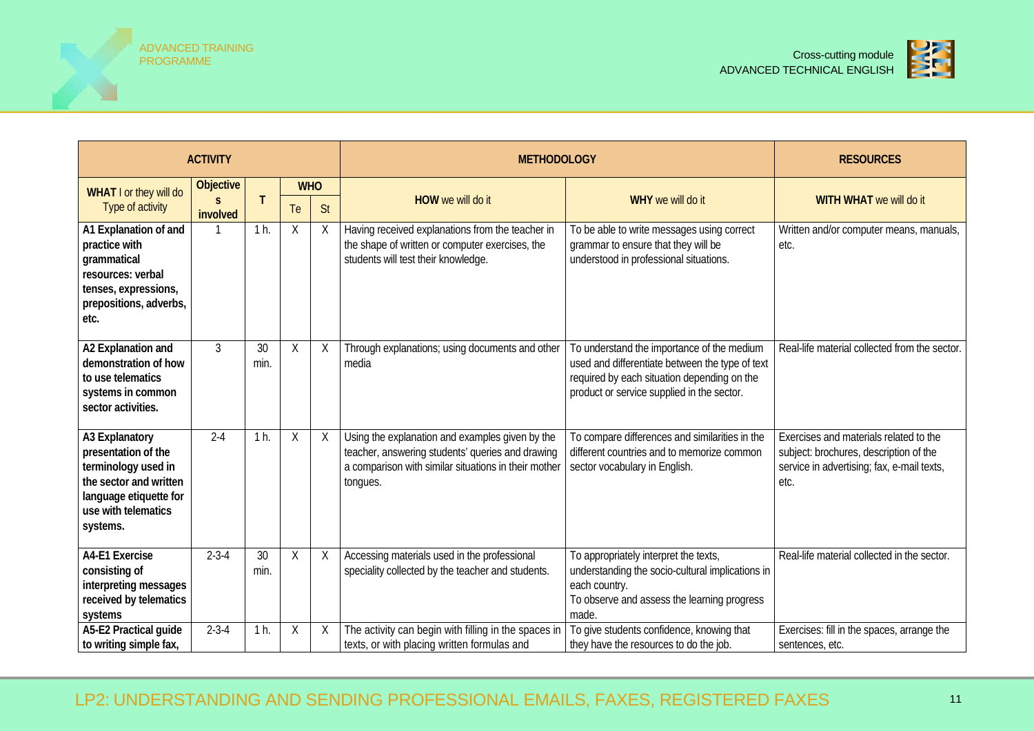| ACTIVITY | | | | | METHODOLOGY | | RESOURCES |
|---|---|---|---|---|---|---|---|
| **WHAT** I or they will do Type of activity | **Objectives involved** | **T** | **WHO** | | **HOW** we will do it | **WHY** we will do it | **WITH WHAT** we will do it |
| | | | Te | St | | | |
| **A1 Explanation of and practice with grammatical resources: verbal tenses, expressions, prepositions, adverbs, etc.** | 1 | 1 h. | X | X | Having received explanations from the teacher in the shape of written or computer exercises, the students will test their knowledge. | To be able to write messages using correct grammar to ensure that they will be understood in professional situations. | Written and/or computer means, manuals, etc. |
| **A2 Explanation and demonstration of how to use telematics systems in common sector activities.** | 3 | 30 min. | X | X | Through explanations; using documents and other media | To understand the importance of the medium used and differentiate between the type of text required by each situation depending on the product or service supplied in the sector. | Real-life material collected from the sector. |
| **A3 Explanatory presentation of the terminology used in the sector and written language etiquette for use with telematics systems.** | 2-4 | 1 h. | X | X | Using the explanation and examples given by the teacher, answering students' queries and drawing a comparison with similar situations in their mother tongues. | To compare differences and similarities in the different countries and to memorize common sector vocabulary in English. | Exercises and materials related to the subject: brochures, description of the service in advertising; fax, e-mail texts, etc. |
| **A4-E1 Exercise consisting of interpreting messages received by telematics systems** | 2-3-4 | 30 min. | X | X | Accessing materials used in the professional speciality collected by the teacher and students. | To appropriately interpret the texts, understanding the socio-cultural implications in each country.<br>To observe and assess the learning progress made. | Real-life material collected in the sector. |
| **A5-E2 Practical guide to writing simple fax,** | 2-3-4 | 1 h. | X | X | The activity can begin with filling in the spaces in texts, or with placing written formulas and | To give students confidence, knowing that they have the resources to do the job. | Exercises: fill in the spaces, arrange the sentences, etc. |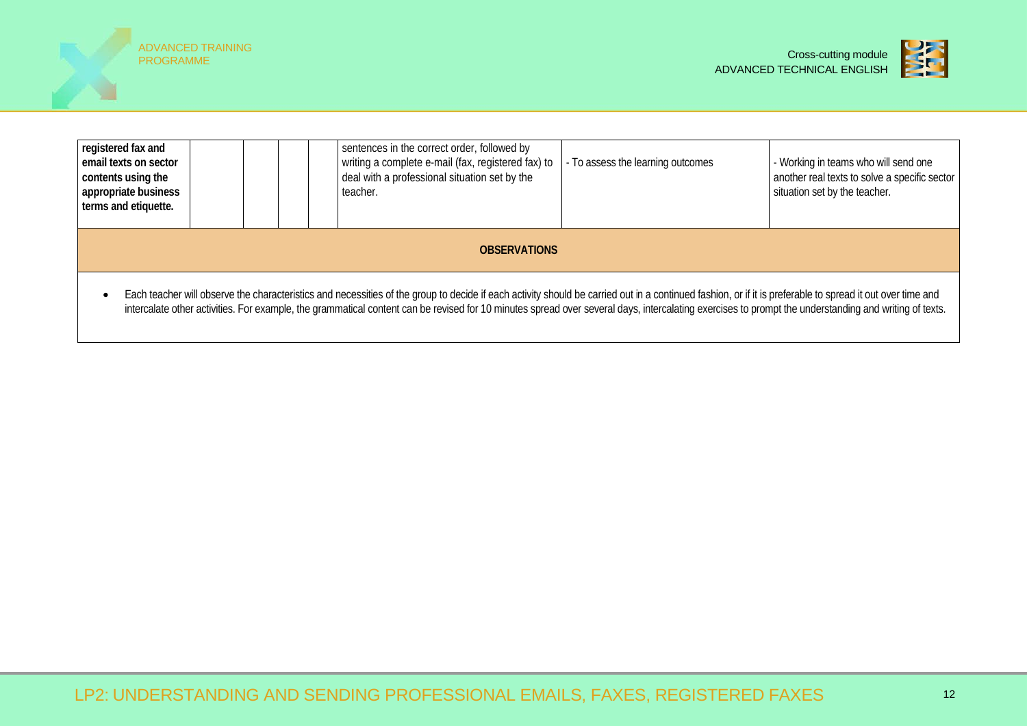| registered fax and email texts on sector contents using the appropriate business terms and etiquette. | | | | | sentences in the correct order, followed by writing a complete e-mail (fax, registered fax) to deal with a professional situation set by the teacher. | - To assess the learning outcomes | - Working in teams who will send one another real texts to solve a specific sector situation set by the teacher. |
|---|---|---|---|---|---|---|---|

**OBSERVATIONS**

- Each teacher will observe the characteristics and necessities of the group to decide if each activity should be carried out in a continued fashion, or if it is preferable to spread it out over time and intercalate other activities. For example, the grammatical content can be revised for 10 minutes spread over several days, intercalating exercises to prompt the understanding and writing of texts.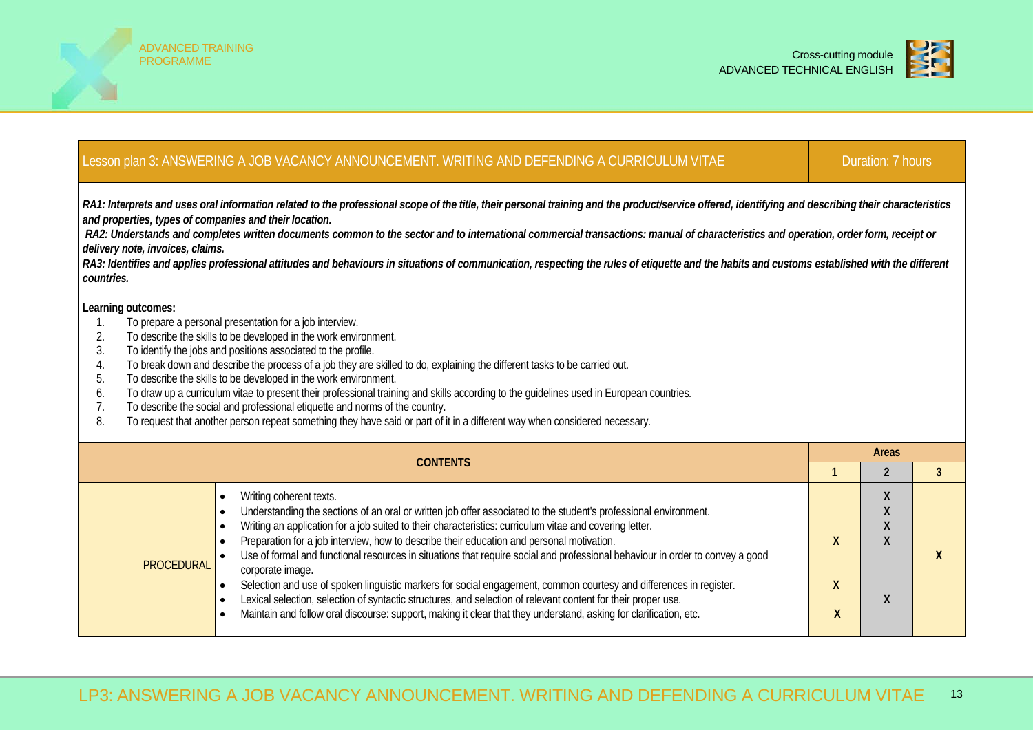## Lesson plan 3: ANSWERING A JOB VACANCY ANNOUNCEMENT. WRITING AND DEFENDING A CURRICULUM VITAE — Duration: 7 hours

***RA1: Interprets and uses oral information related to the professional scope of the title, their personal training and the product/service offered, identifying and describing their characteristics and properties, types of companies and their location.***

***RA2: Understands and completes written documents common to the sector and to international commercial transactions: manual of characteristics and operation, order form, receipt or delivery note, invoices, claims.***

***RA3: Identifies and applies professional attitudes and behaviours in situations of communication, respecting the rules of etiquette and the habits and customs established with the different countries.***

**Learning outcomes:**

1. To prepare a personal presentation for a job interview.
2. To describe the skills to be developed in the work environment.
3. To identify the jobs and positions associated to the profile.
4. To break down and describe the process of a job they are skilled to do, explaining the different tasks to be carried out.
5. To describe the skills to be developed in the work environment.
6. To draw up a curriculum vitae to present their professional training and skills according to the guidelines used in European countries.
7. To describe the social and professional etiquette and norms of the country.
8. To request that another person repeat something they have said or part of it in a different way when considered necessary.

| CONTENTS | | Areas | | |
|---|---|---|---|---|
| | | 1 | 2 | 3 |
| PROCEDURAL | • Writing coherent texts. | | X | |
| | • Understanding the sections of an oral or written job offer associated to the student's professional environment. | | X | |
| | • Writing an application for a job suited to their characteristics: curriculum vitae and covering letter. | | X | |
| | • Preparation for a job interview, how to describe their education and personal motivation. | X | X | |
| | • Use of formal and functional resources in situations that require social and professional behaviour in order to convey a good corporate image. | | | X |
| | • Selection and use of spoken linguistic markers for social engagement, common courtesy and differences in register. | X | | |
| | • Lexical selection, selection of syntactic structures, and selection of relevant content for their proper use. | | X | |
| | • Maintain and follow oral discourse: support, making it clear that they understand, asking for clarification, etc. | X | | |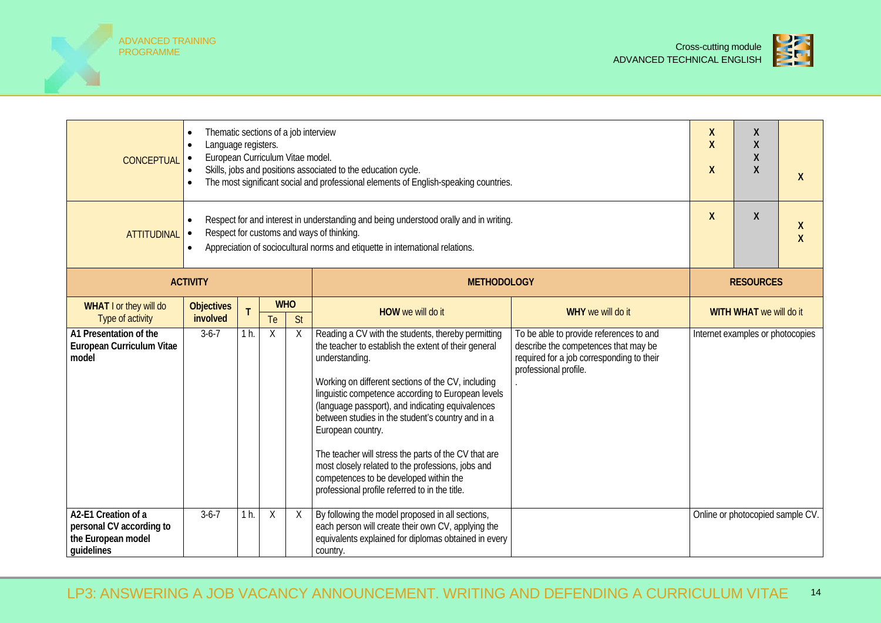| | | | | | | | |
|---|---|---|---|---|---|---|---|
| CONCEPTUAL | • Thematic sections of a job interview<br>• Language registers.<br>• European Curriculum Vitae model.<br>• Skills, jobs and positions associated to the education cycle.<br>• The most significant social and professional elements of English-speaking countries. | | | | X<br>X<br><br>X | X<br>X<br>X<br>X | <br><br><br><br>X |
| ATTITUDINAL | • Respect for and interest in understanding and being understood orally and in writing.<br>• Respect for customs and ways of thinking.<br>• Appreciation of sociocultural norms and etiquette in international relations. | | | | X | X | X<br>X |

| ACTIVITY | | | | | METHODOLOGY | | RESOURCES |
|---|---|---|---|---|---|---|---|
| **WHAT** I or they will do<br>Type of activity | **Objectives involved** | **T** | **WHO** | | **HOW** we will do it | **WHY** we will do it | **WITH WHAT** we will do it |
| | | | Te | St | | | |
| **A1 Presentation of the European Curriculum Vitae model** | 3-6-7 | 1 h. | X | X | Reading a CV with the students, thereby permitting the teacher to establish the extent of their general understanding.<br><br>Working on different sections of the CV, including linguistic competence according to European levels (language passport), and indicating equivalences between studies in the student's country and in a European country.<br><br>The teacher will stress the parts of the CV that are most closely related to the professions, jobs and competences to be developed within the professional profile referred to in the title. | To be able to provide references to and describe the competences that may be required for a job corresponding to their professional profile.<br>. | Internet examples or photocopies |
| **A2-E1 Creation of a personal CV according to the European model guidelines** | 3-6-7 | 1 h. | X | X | By following the model proposed in all sections, each person will create their own CV, applying the equivalents explained for diplomas obtained in every country. | | Online or photocopied sample CV. |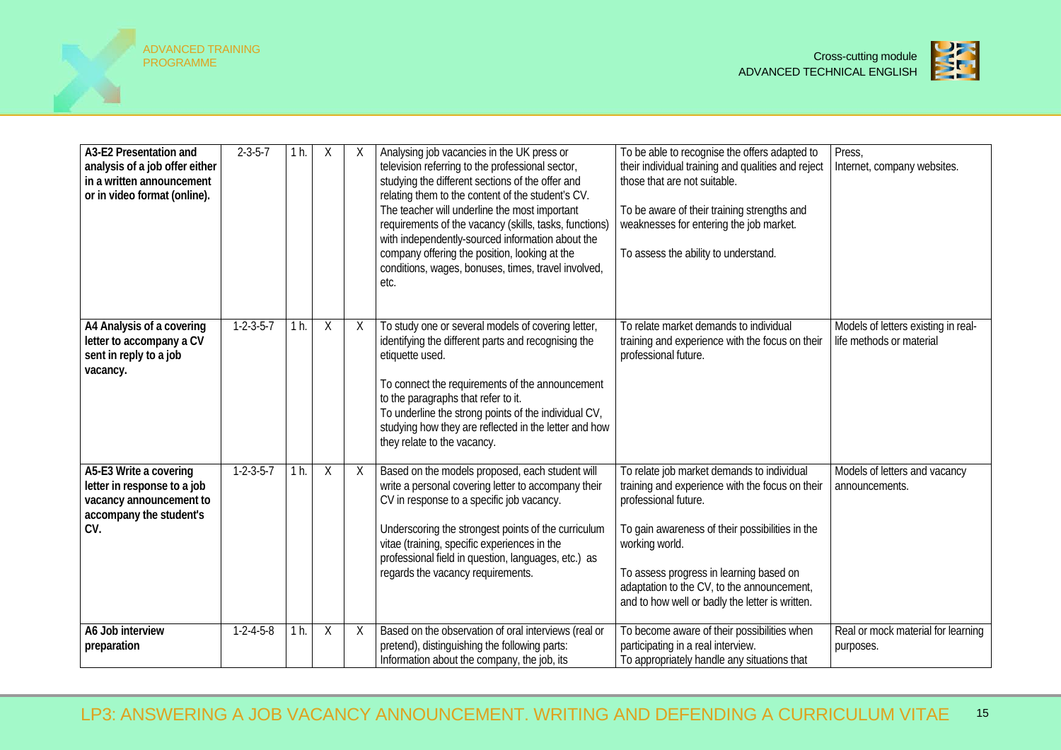| | | | | | | | |
|---|---|---|---|---|---|---|---|
| **A3-E2 Presentation and analysis of a job offer either in a written announcement or in video format (online).** | 2-3-5-7 | 1 h. | X | X | Analysing job vacancies in the UK press or television referring to the professional sector, studying the different sections of the offer and relating them to the content of the student's CV. The teacher will underline the most important requirements of the vacancy (skills, tasks, functions) with independently-sourced information about the company offering the position, looking at the conditions, wages, bonuses, times, travel involved, etc. | To be able to recognise the offers adapted to their individual training and qualities and reject those that are not suitable.<br><br>To be aware of their training strengths and weaknesses for entering the job market.<br><br>To assess the ability to understand. | Press,<br>Internet, company websites. |
| **A4 Analysis of a covering letter to accompany a CV sent in reply to a job vacancy.** | 1-2-3-5-7 | 1 h. | X | X | To study one or several models of covering letter, identifying the different parts and recognising the etiquette used.<br><br>To connect the requirements of the announcement to the paragraphs that refer to it.<br>To underline the strong points of the individual CV, studying how they are reflected in the letter and how they relate to the vacancy. | To relate market demands to individual training and experience with the focus on their professional future. | Models of letters existing in real-life methods or material |
| **A5-E3 Write a covering letter in response to a job vacancy announcement to accompany the student's CV.** | 1-2-3-5-7 | 1 h. | X | X | Based on the models proposed, each student will write a personal covering letter to accompany their CV in response to a specific job vacancy.<br><br>Underscoring the strongest points of the curriculum vitae (training, specific experiences in the professional field in question, languages, etc.) as regards the vacancy requirements. | To relate job market demands to individual training and experience with the focus on their professional future.<br><br>To gain awareness of their possibilities in the working world.<br><br>To assess progress in learning based on adaptation to the CV, to the announcement, and to how well or badly the letter is written. | Models of letters and vacancy announcements. |
| **A6 Job interview preparation** | 1-2-4-5-8 | 1 h. | X | X | Based on the observation of oral interviews (real or pretend), distinguishing the following parts: Information about the company, the job, its | To become aware of their possibilities when participating in a real interview.<br>To appropriately handle any situations that | Real or mock material for learning purposes. |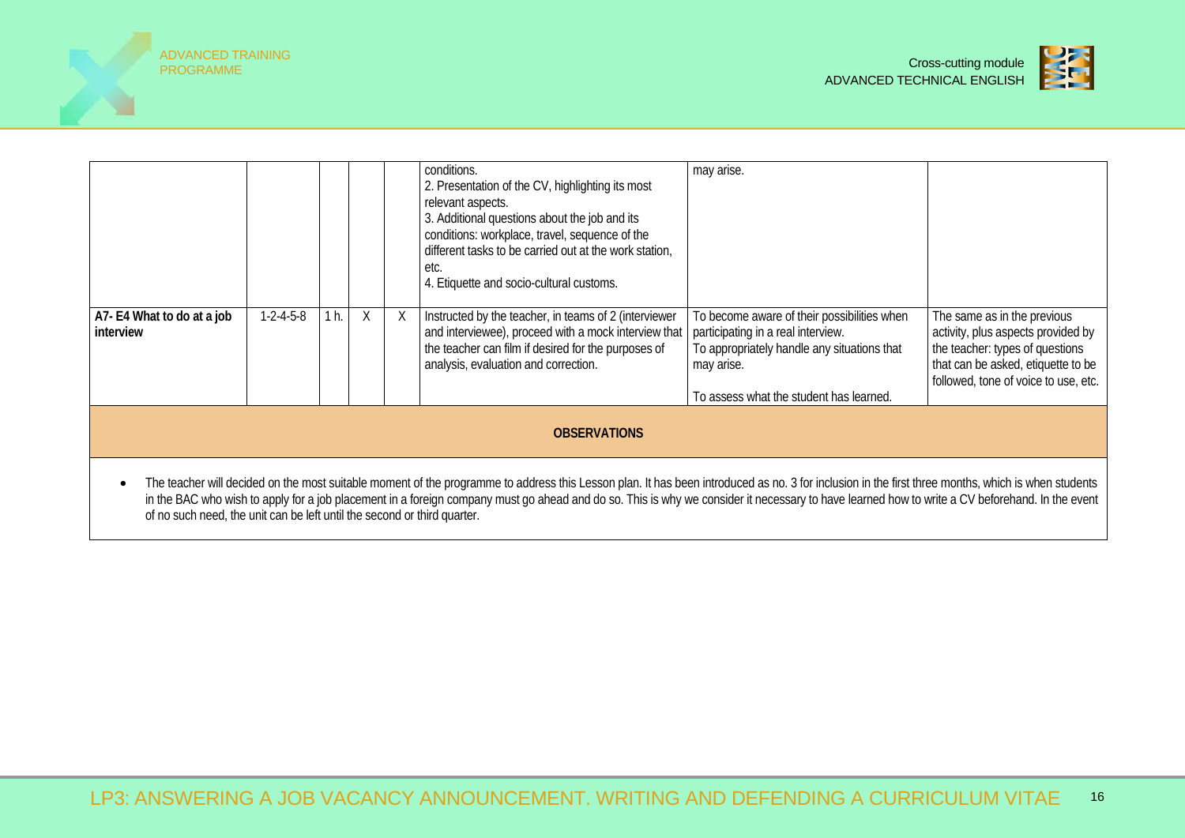| | | | | | | | |
|---|---|---|---|---|---|---|---|
| | | | | | conditions.<br>2. Presentation of the CV, highlighting its most relevant aspects.<br>3. Additional questions about the job and its conditions: workplace, travel, sequence of the different tasks to be carried out at the work station, etc.<br>4. Etiquette and socio-cultural customs. | may arise. | |
| **A7- E4 What to do at a job interview** | 1-2-4-5-8 | 1 h. | X | X | Instructed by the teacher, in teams of 2 (interviewer and interviewee), proceed with a mock interview that the teacher can film if desired for the purposes of analysis, evaluation and correction. | To become aware of their possibilities when participating in a real interview.<br>To appropriately handle any situations that may arise.<br><br>To assess what the student has learned. | The same as in the previous activity, plus aspects provided by the teacher: types of questions that can be asked, etiquette to be followed, tone of voice to use, etc. |

**OBSERVATIONS**

- The teacher will decided on the most suitable moment of the programme to address this Lesson plan. It has been introduced as no. 3 for inclusion in the first three months, which is when students in the BAC who wish to apply for a job placement in a foreign company must go ahead and do so. This is why we consider it necessary to have learned how to write a CV beforehand. In the event of no such need, the unit can be left until the second or third quarter.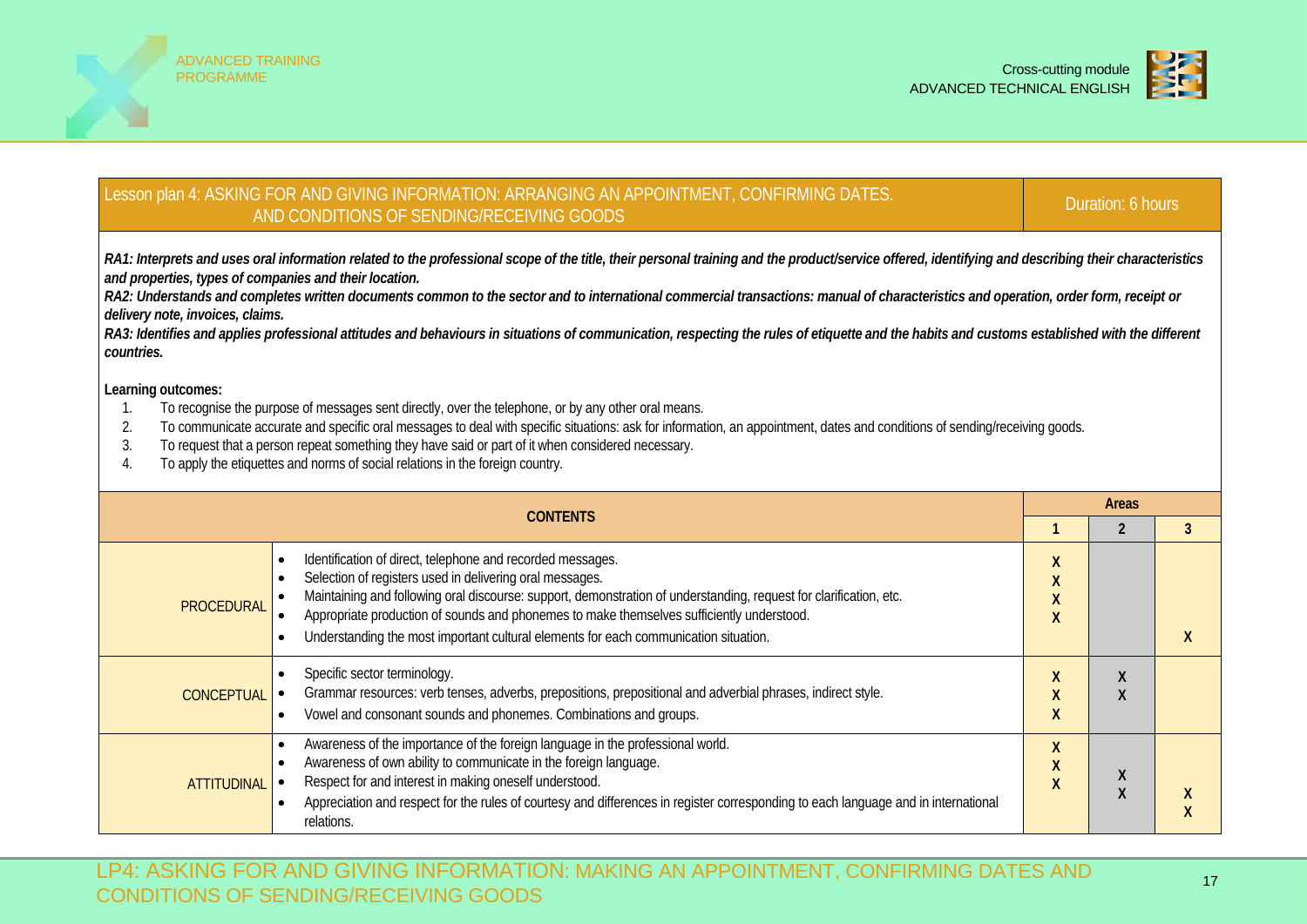| Lesson plan 4: ASKING FOR AND GIVING INFORMATION: ARRANGING AN APPOINTMENT, CONFIRMING DATES. AND CONDITIONS OF SENDING/RECEIVING GOODS | Duration: 6 hours |
|---|---|

***RA1: Interprets and uses oral information related to the professional scope of the title, their personal training and the product/service offered, identifying and describing their characteristics and properties, types of companies and their location.***

***RA2: Understands and completes written documents common to the sector and to international commercial transactions: manual of characteristics and operation, order form, receipt or delivery note, invoices, claims.***

***RA3: Identifies and applies professional attitudes and behaviours in situations of communication, respecting the rules of etiquette and the habits and customs established with the different countries.***

**Learning outcomes:**

1. To recognise the purpose of messages sent directly, over the telephone, or by any other oral means.
2. To communicate accurate and specific oral messages to deal with specific situations: ask for information, an appointment, dates and conditions of sending/receiving goods.
3. To request that a person repeat something they have said or part of it when considered necessary.
4. To apply the etiquettes and norms of social relations in the foreign country.

| CONTENTS | | Areas | | |
|---|---|---|---|---|
| | | **1** | **2** | **3** |
| PROCEDURAL | • Identification of direct, telephone and recorded messages. | X | | |
| | • Selection of registers used in delivering oral messages. | X | | |
| | • Maintaining and following oral discourse: support, demonstration of understanding, request for clarification, etc. | X | | |
| | • Appropriate production of sounds and phonemes to make themselves sufficiently understood. | X | | |
| | • Understanding the most important cultural elements for each communication situation. | | | X |
| CONCEPTUAL | • Specific sector terminology. | X | X | |
| | • Grammar resources: verb tenses, adverbs, prepositions, prepositional and adverbial phrases, indirect style. | X | X | |
| | • Vowel and consonant sounds and phonemes. Combinations and groups. | X | | |
| ATTITUDINAL | • Awareness of the importance of the foreign language in the professional world. | X | | |
| | • Awareness of own ability to communicate in the foreign language. | X | | |
| | • Respect for and interest in making oneself understood. | X | X | |
| | • Appreciation and respect for the rules of courtesy and differences in register corresponding to each language and in international relations. | | X | X X |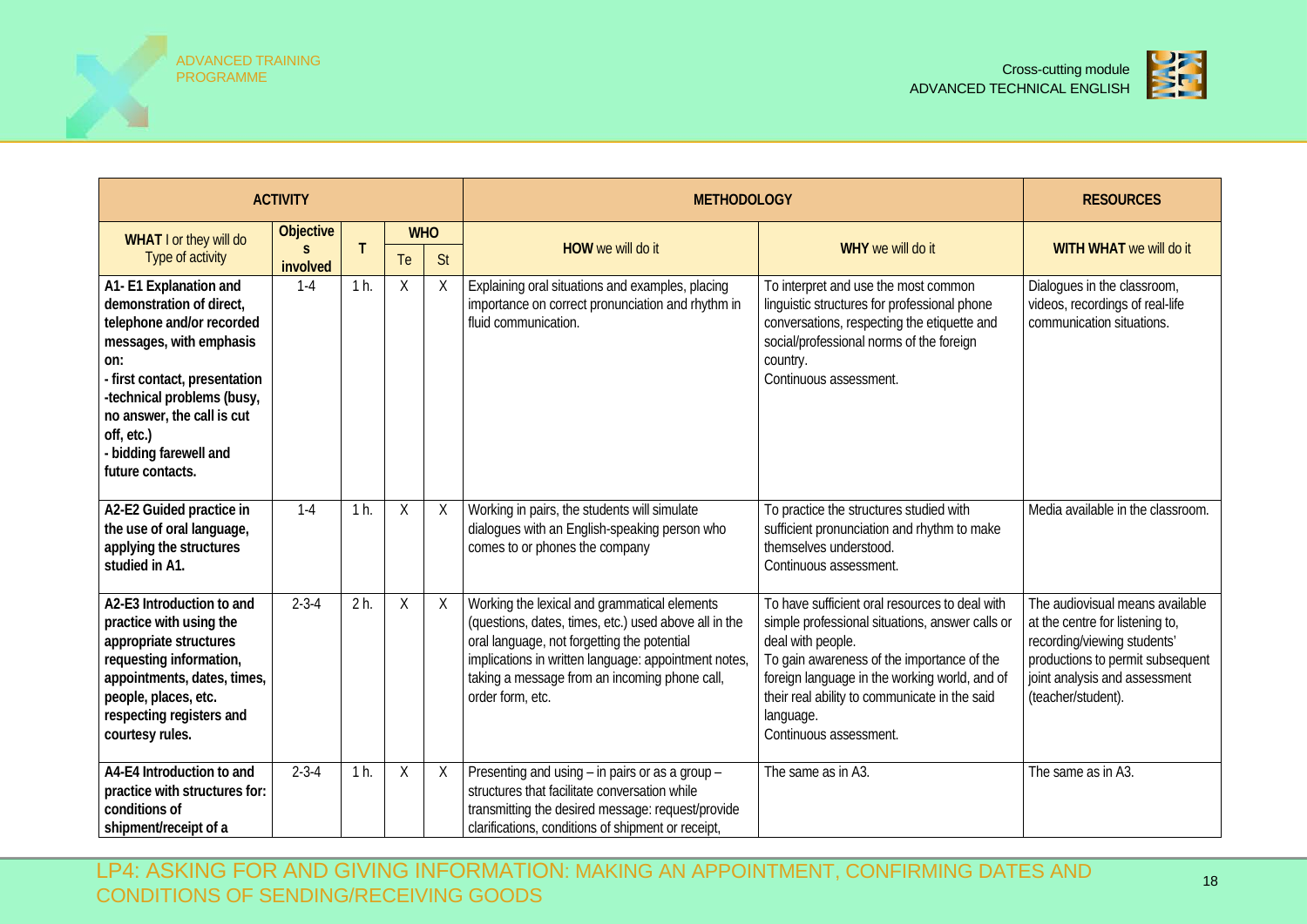| ACTIVITY | | | | | METHODOLOGY | | RESOURCES |
|---|---|---|---|---|---|---|---|
| **WHAT** I or they will do<br>Type of activity | **Objectives involved** | **T** | **WHO** | | **HOW** we will do it | **WHY** we will do it | **WITH WHAT** we will do it |
| | | | Te | St | | | |
| **A1- E1 Explanation and demonstration of direct, telephone and/or recorded messages, with emphasis on:<br>- first contact, presentation<br>-technical problems (busy, no answer, the call is cut off, etc.)<br>- bidding farewell and future contacts.** | 1-4 | 1 h. | X | X | Explaining oral situations and examples, placing importance on correct pronunciation and rhythm in fluid communication. | To interpret and use the most common linguistic structures for professional phone conversations, respecting the etiquette and social/professional norms of the foreign country.<br>Continuous assessment. | Dialogues in the classroom, videos, recordings of real-life communication situations. |
| **A2-E2 Guided practice in the use of oral language, applying the structures studied in A1.** | 1-4 | 1 h. | X | X | Working in pairs, the students will simulate dialogues with an English-speaking person who comes to or phones the company | To practice the structures studied with sufficient pronunciation and rhythm to make themselves understood.<br>Continuous assessment. | Media available in the classroom. |
| **A2-E3 Introduction to and practice with using the appropriate structures requesting information, appointments, dates, times, people, places, etc. respecting registers and courtesy rules.** | 2-3-4 | 2 h. | X | X | Working the lexical and grammatical elements (questions, dates, times, etc.) used above all in the oral language, not forgetting the potential implications in written language: appointment notes, taking a message from an incoming phone call, order form, etc. | To have sufficient oral resources to deal with simple professional situations, answer calls or deal with people.<br>To gain awareness of the importance of the foreign language in the working world, and of their real ability to communicate in the said language.<br>Continuous assessment. | The audiovisual means available at the centre for listening to, recording/viewing students' productions to permit subsequent joint analysis and assessment (teacher/student). |
| **A4-E4 Introduction to and practice with structures for: conditions of shipment/receipt of a** | 2-3-4 | 1 h. | X | X | Presenting and using – in pairs or as a group – structures that facilitate conversation while transmitting the desired message: request/provide clarifications, conditions of shipment or receipt, | The same as in A3. | The same as in A3. |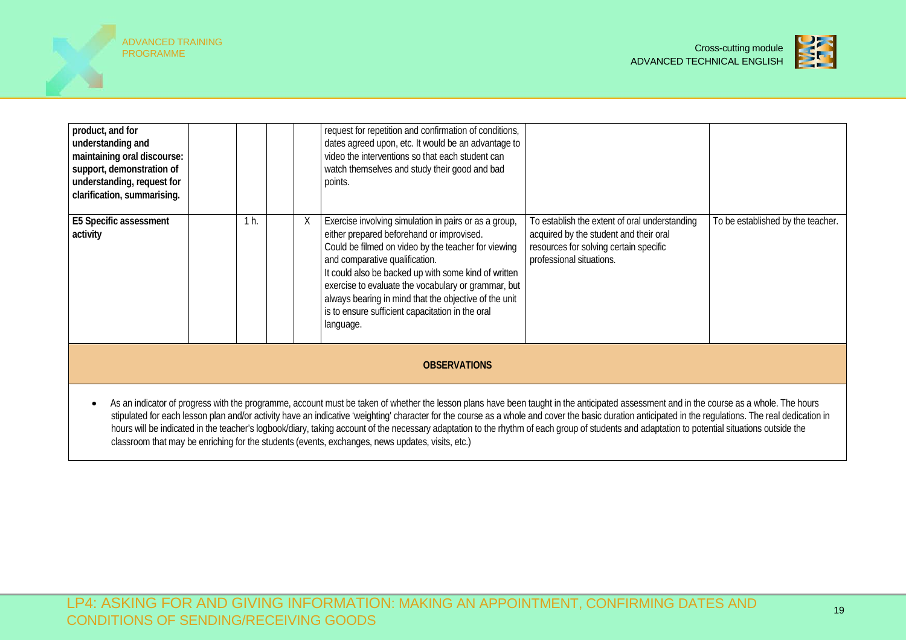| | | | | | | | |
|---|---|---|---|---|---|---|---|
| **product, and for understanding and maintaining oral discourse: support, demonstration of understanding, request for clarification, summarising.** | | | | | request for repetition and confirmation of conditions, dates agreed upon, etc. It would be an advantage to video the interventions so that each student can watch themselves and study their good and bad points. | | |
| **E5 Specific assessment activity** | | 1 h. | | X | Exercise involving simulation in pairs or as a group, either prepared beforehand or improvised. Could be filmed on video by the teacher for viewing and comparative qualification. It could also be backed up with some kind of written exercise to evaluate the vocabulary or grammar, but always bearing in mind that the objective of the unit is to ensure sufficient capacitation in the oral language. | To establish the extent of oral understanding acquired by the student and their oral resources for solving certain specific professional situations. | To be established by the teacher. |

**OBSERVATIONS**

- As an indicator of progress with the programme, account must be taken of whether the lesson plans have been taught in the anticipated assessment and in the course as a whole. The hours stipulated for each lesson plan and/or activity have an indicative 'weighting' character for the course as a whole and cover the basic duration anticipated in the regulations. The real dedication in hours will be indicated in the teacher's logbook/diary, taking account of the necessary adaptation to the rhythm of each group of students and adaptation to potential situations outside the classroom that may be enriching for the students (events, exchanges, news updates, visits, etc.)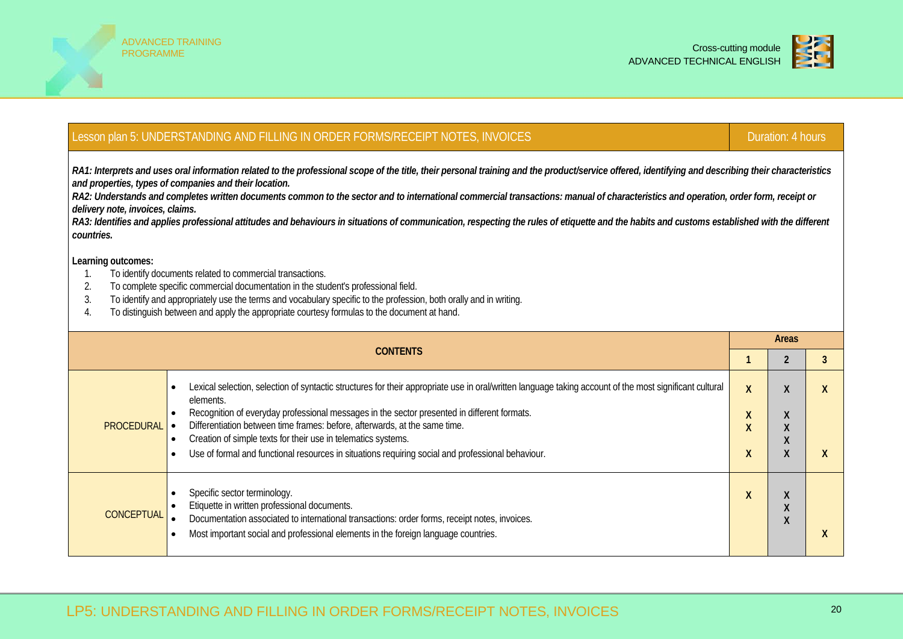## Lesson plan 5: UNDERSTANDING AND FILLING IN ORDER FORMS/RECEIPT NOTES, INVOICES

**Duration: 4 hours**

***RA1: Interprets and uses oral information related to the professional scope of the title, their personal training and the product/service offered, identifying and describing their characteristics and properties, types of companies and their location.***

***RA2: Understands and completes written documents common to the sector and to international commercial transactions: manual of characteristics and operation, order form, receipt or delivery note, invoices, claims.***

***RA3: Identifies and applies professional attitudes and behaviours in situations of communication, respecting the rules of etiquette and the habits and customs established with the different countries.***

**Learning outcomes:**

1. To identify documents related to commercial transactions.
2. To complete specific commercial documentation in the student's professional field.
3. To identify and appropriately use the terms and vocabulary specific to the profession, both orally and in writing.
4. To distinguish between and apply the appropriate courtesy formulas to the document at hand.

| CONTENTS | | Areas | | |
|---|---|---|---|---|
| | | 1 | 2 | 3 |
| PROCEDURAL | Lexical selection, selection of syntactic structures for their appropriate use in oral/written language taking account of the most significant cultural elements. | X | X | X |
| | Recognition of everyday professional messages in the sector presented in different formats. | X | X | |
| | Differentiation between time frames: before, afterwards, at the same time. | X | X | |
| | Creation of simple texts for their use in telematics systems. | | X | |
| | Use of formal and functional resources in situations requiring social and professional behaviour. | X | X | X |
| CONCEPTUAL | Specific sector terminology. | X | X | |
| | Etiquette in written professional documents. | | X | |
| | Documentation associated to international transactions: order forms, receipt notes, invoices. | | X | |
| | Most important social and professional elements in the foreign language countries. | | | X |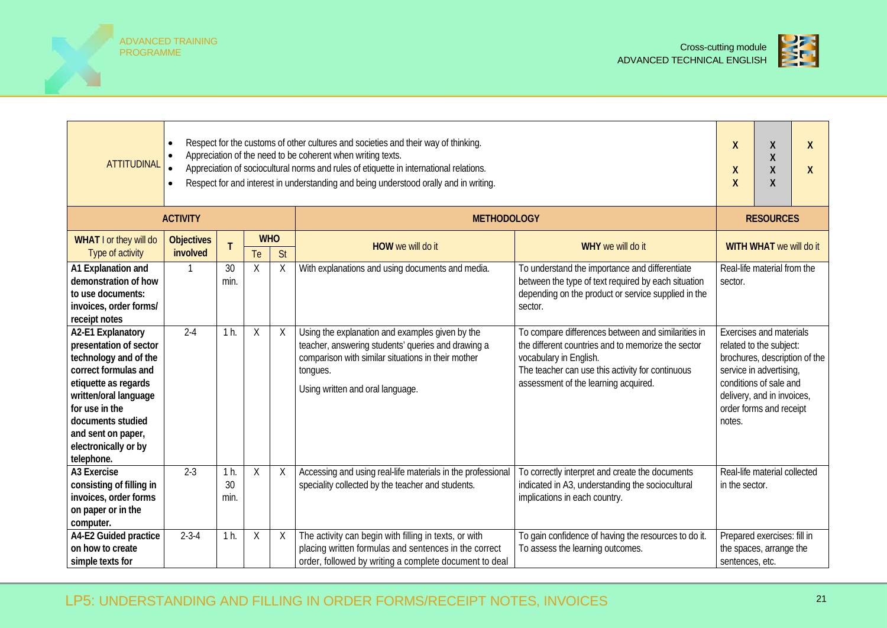| ATTITUDINAL | • Respect for the customs of other cultures and societies and their way of thinking.<br>• Appreciation of the need to be coherent when writing texts.<br>• Appreciation of sociocultural norms and rules of etiquette in international relations.<br>• Respect for and interest in understanding and being understood orally and in writing. | X<br><br>X<br>X | X<br>X<br>X<br>X | X<br><br>X |
|---|---|---|---|---|

| ACTIVITY | | | | | METHODOLOGY | | RESOURCES |
|---|---|---|---|---|---|---|---|
| **WHAT** I or they will do<br>Type of activity | **Objectives involved** | **T** | **WHO** | | **HOW** we will do it | **WHY** we will do it | **WITH WHAT** we will do it |
| | | | Te | St | | | |
| **A1 Explanation and demonstration of how to use documents: invoices, order forms/ receipt notes** | 1 | 30 min. | X | X | With explanations and using documents and media. | To understand the importance and differentiate between the type of text required by each situation depending on the product or service supplied in the sector. | Real-life material from the sector. |
| **A2-E1 Explanatory presentation of sector technology and of the correct formulas and etiquette as regards written/oral language for use in the documents studied and sent on paper, electronically or by telephone.** | 2-4 | 1 h. | X | X | Using the explanation and examples given by the teacher, answering students' queries and drawing a comparison with similar situations in their mother tongues.<br>Using written and oral language. | To compare differences between and similarities in the different countries and to memorize the sector vocabulary in English.<br>The teacher can use this activity for continuous assessment of the learning acquired. | Exercises and materials related to the subject: brochures, description of the service in advertising, conditions of sale and delivery, and in invoices, order forms and receipt notes. |
| **A3 Exercise consisting of filling in invoices, order forms on paper or in the computer.** | 2-3 | 1 h. 30 min. | X | X | Accessing and using real-life materials in the professional speciality collected by the teacher and students. | To correctly interpret and create the documents indicated in A3, understanding the sociocultural implications in each country. | Real-life material collected in the sector. |
| **A4-E2 Guided practice on how to create simple texts for** | 2-3-4 | 1 h. | X | X | The activity can begin with filling in texts, or with placing written formulas and sentences in the correct order, followed by writing a complete document to deal | To gain confidence of having the resources to do it.<br>To assess the learning outcomes. | Prepared exercises: fill in the spaces, arrange the sentences, etc. |

LP5: UNDERSTANDING AND FILLING IN ORDER FORMS/RECEIPT NOTES, INVOICES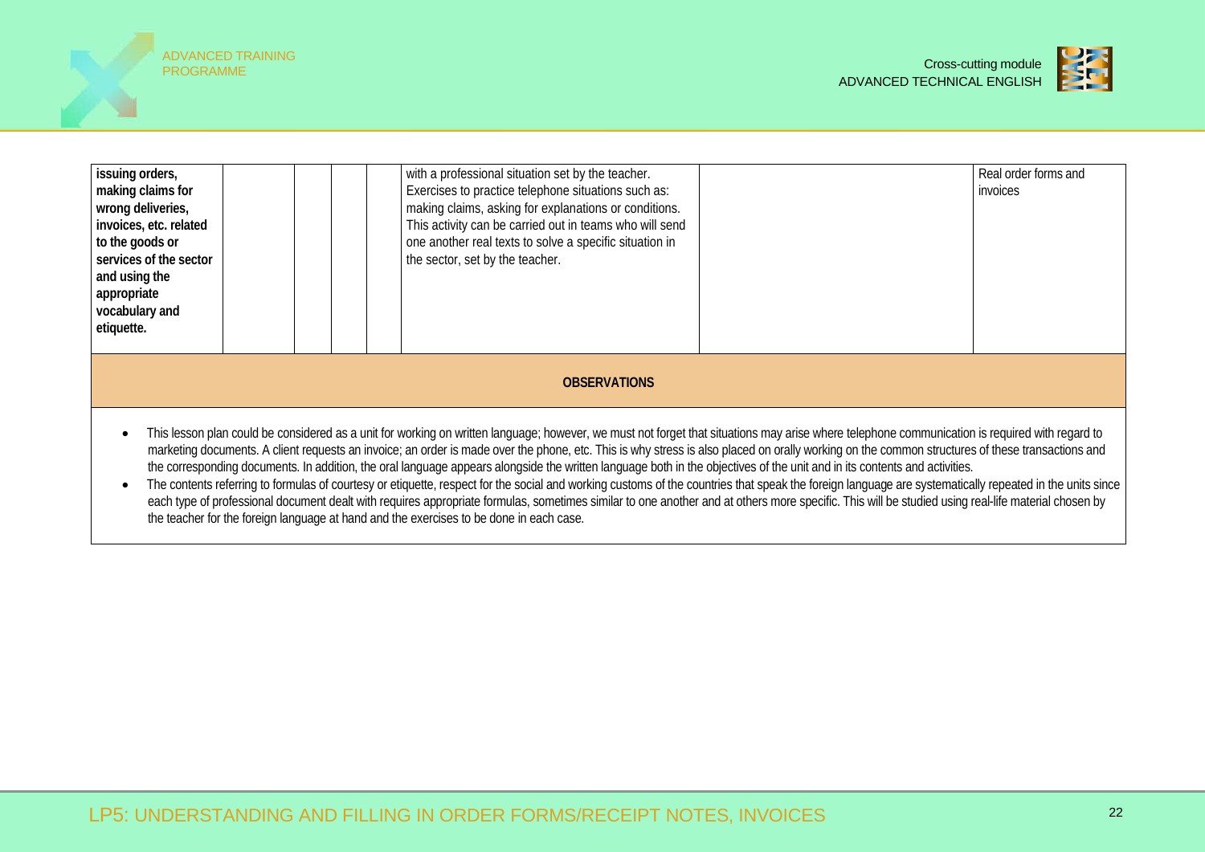| | | | | | | | |
|---|---|---|---|---|---|---|---|
| **issuing orders, making claims for wrong deliveries, invoices, etc. related to the goods or services of the sector and using the appropriate vocabulary and etiquette.** | | | | | with a professional situation set by the teacher. Exercises to practice telephone situations such as: making claims, asking for explanations or conditions. This activity can be carried out in teams who will send one another real texts to solve a specific situation in the sector, set by the teacher. | | Real order forms and invoices |

**OBSERVATIONS**

- This lesson plan could be considered as a unit for working on written language; however, we must not forget that situations may arise where telephone communication is required with regard to marketing documents. A client requests an invoice; an order is made over the phone, etc. This is why stress is also placed on orally working on the common structures of these transactions and the corresponding documents. In addition, the oral language appears alongside the written language both in the objectives of the unit and in its contents and activities.
- The contents referring to formulas of courtesy or etiquette, respect for the social and working customs of the countries that speak the foreign language are systematically repeated in the units since each type of professional document dealt with requires appropriate formulas, sometimes similar to one another and at others more specific. This will be studied using real-life material chosen by the teacher for the foreign language at hand and the exercises to be done in each case.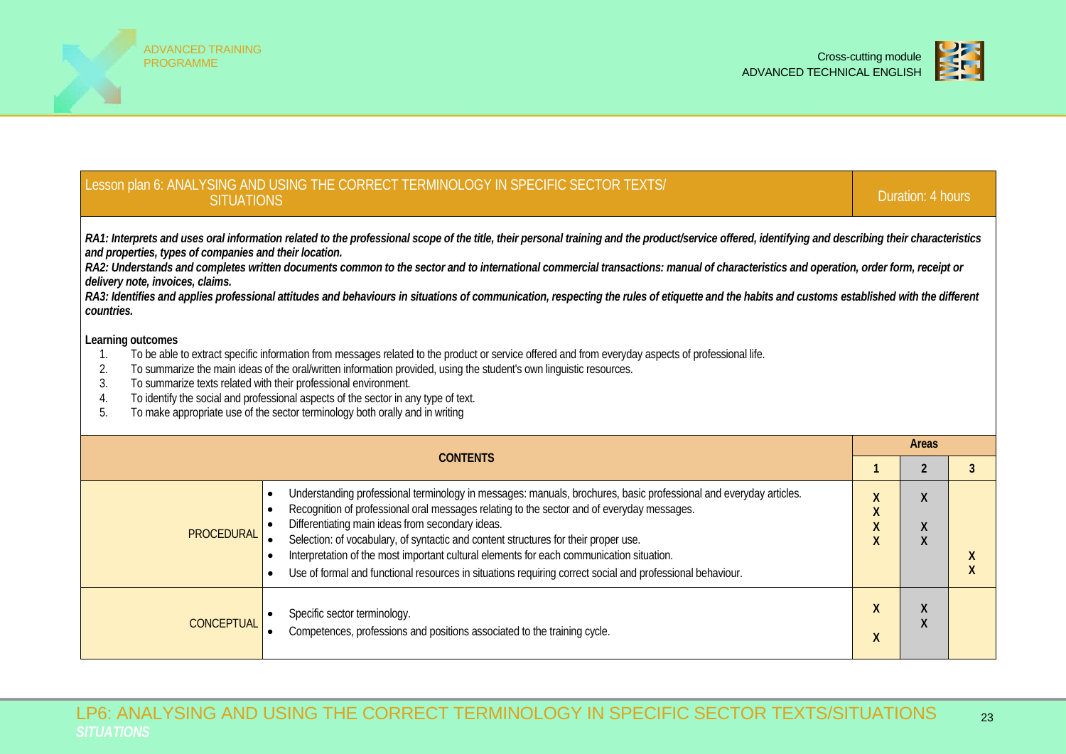| Lesson plan 6: ANALYSING AND USING THE CORRECT TERMINOLOGY IN SPECIFIC SECTOR TEXTS/ SITUATIONS | Duration: 4 hours |
|---|---|

***RA1: Interprets and uses oral information related to the professional scope of the title, their personal training and the product/service offered, identifying and describing their characteristics and properties, types of companies and their location.***

***RA2: Understands and completes written documents common to the sector and to international commercial transactions: manual of characteristics and operation, order form, receipt or delivery note, invoices, claims.***

***RA3: Identifies and applies professional attitudes and behaviours in situations of communication, respecting the rules of etiquette and the habits and customs established with the different countries.***

**Learning outcomes**

1. To be able to extract specific information from messages related to the product or service offered and from everyday aspects of professional life.
2. To summarize the main ideas of the oral/written information provided, using the student's own linguistic resources.
3. To summarize texts related with their professional environment.
4. To identify the social and professional aspects of the sector in any type of text.
5. To make appropriate use of the sector terminology both orally and in writing

| CONTENTS | | Areas | | |
|---|---|---|---|---|
| | | 1 | 2 | 3 |
| PROCEDURAL | Understanding professional terminology in messages: manuals, brochures, basic professional and everyday articles. | X | X | |
| | Recognition of professional oral messages relating to the sector and of everyday messages. | X | | |
| | Differentiating main ideas from secondary ideas. | X | X | |
| | Selection: of vocabulary, of syntactic and content structures for their proper use. | X | X | |
| | Interpretation of the most important cultural elements for each communication situation. | | | X |
| | Use of formal and functional resources in situations requiring correct social and professional behaviour. | | | X |
| CONCEPTUAL | Specific sector terminology. | X | X | |
| | Competences, professions and positions associated to the training cycle. | X | X | |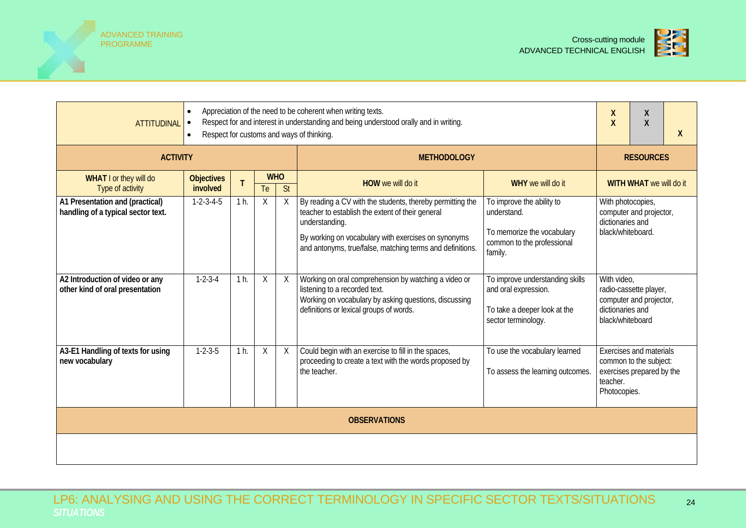| ATTITUDINAL | • Appreciation of the need to be coherent when writing texts.<br>• Respect for and interest in understanding and being understood orally and in writing.<br>• Respect for customs and ways of thinking. | | | | | | X<br>X | X<br>X | X |
|---|---|---|---|---|---|---|---|---|---|
| **ACTIVITY** | | | | | **METHODOLOGY** | | **RESOURCES** | | |
| **WHAT** I or they will do<br>Type of activity | **Objectives involved** | **T** | **WHO** | | **HOW** we will do it | **WHY** we will do it | **WITH WHAT** we will do it | | |
| | | | Te | St | | | | | |
| **A1 Presentation and (practical) handling of a typical sector text.** | 1-2-3-4-5 | 1 h. | X | X | By reading a CV with the students, thereby permitting the teacher to establish the extent of their general understanding.<br>By working on vocabulary with exercises on synonyms and antonyms, true/false, matching terms and definitions. | To improve the ability to understand.<br>To memorize the vocabulary common to the professional family. | With photocopies, computer and projector, dictionaries and black/whiteboard. | | |
| **A2 Introduction of video or any other kind of oral presentation** | 1-2-3-4 | 1 h. | X | X | Working on oral comprehension by watching a video or listening to a recorded text.<br>Working on vocabulary by asking questions, discussing definitions or lexical groups of words. | To improve understanding skills and oral expression.<br>To take a deeper look at the sector terminology. | With video, radio-cassette player, computer and projector, dictionaries and black/whiteboard | | |
| **A3-E1 Handling of texts for using new vocabulary** | 1-2-3-5 | 1 h. | X | X | Could begin with an exercise to fill in the spaces, proceeding to create a text with the words proposed by the teacher. | To use the vocabulary learned<br>To assess the learning outcomes. | Exercises and materials common to the subject: exercises prepared by the teacher.<br>Photocopies. | | |
| **OBSERVATIONS** | | | | | | | | | |
| | | | | | | | | | |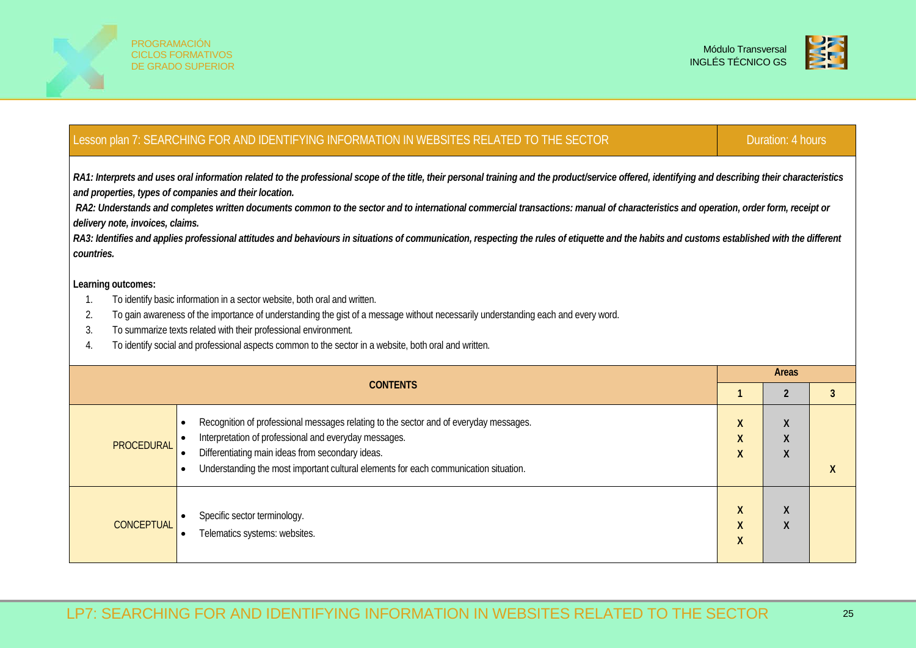| Lesson plan 7: SEARCHING FOR AND IDENTIFYING INFORMATION IN WEBSITES RELATED TO THE SECTOR | Duration: 4 hours |
|---|---|

***RA1: Interprets and uses oral information related to the professional scope of the title, their personal training and the product/service offered, identifying and describing their characteristics and properties, types of companies and their location.***

***RA2: Understands and completes written documents common to the sector and to international commercial transactions: manual of characteristics and operation, order form, receipt or delivery note, invoices, claims.***

***RA3: Identifies and applies professional attitudes and behaviours in situations of communication, respecting the rules of etiquette and the habits and customs established with the different countries.***

**Learning outcomes:**

1. To identify basic information in a sector website, both oral and written.
2. To gain awareness of the importance of understanding the gist of a message without necessarily understanding each and every word.
3. To summarize texts related with their professional environment.
4. To identify social and professional aspects common to the sector in a website, both oral and written.

| CONTENTS | | Areas | | |
|---|---|---|---|---|
| | | **1** | **2** | **3** |
| PROCEDURAL | Recognition of professional messages relating to the sector and of everyday messages. | X | X | |
| | Interpretation of professional and everyday messages. | X | X | |
| | Differentiating main ideas from secondary ideas. | X | X | |
| | Understanding the most important cultural elements for each communication situation. | | | X |
| CONCEPTUAL | Specific sector terminology. | X<br>X | X<br>X | |
| | Telematics systems: websites. | X | | |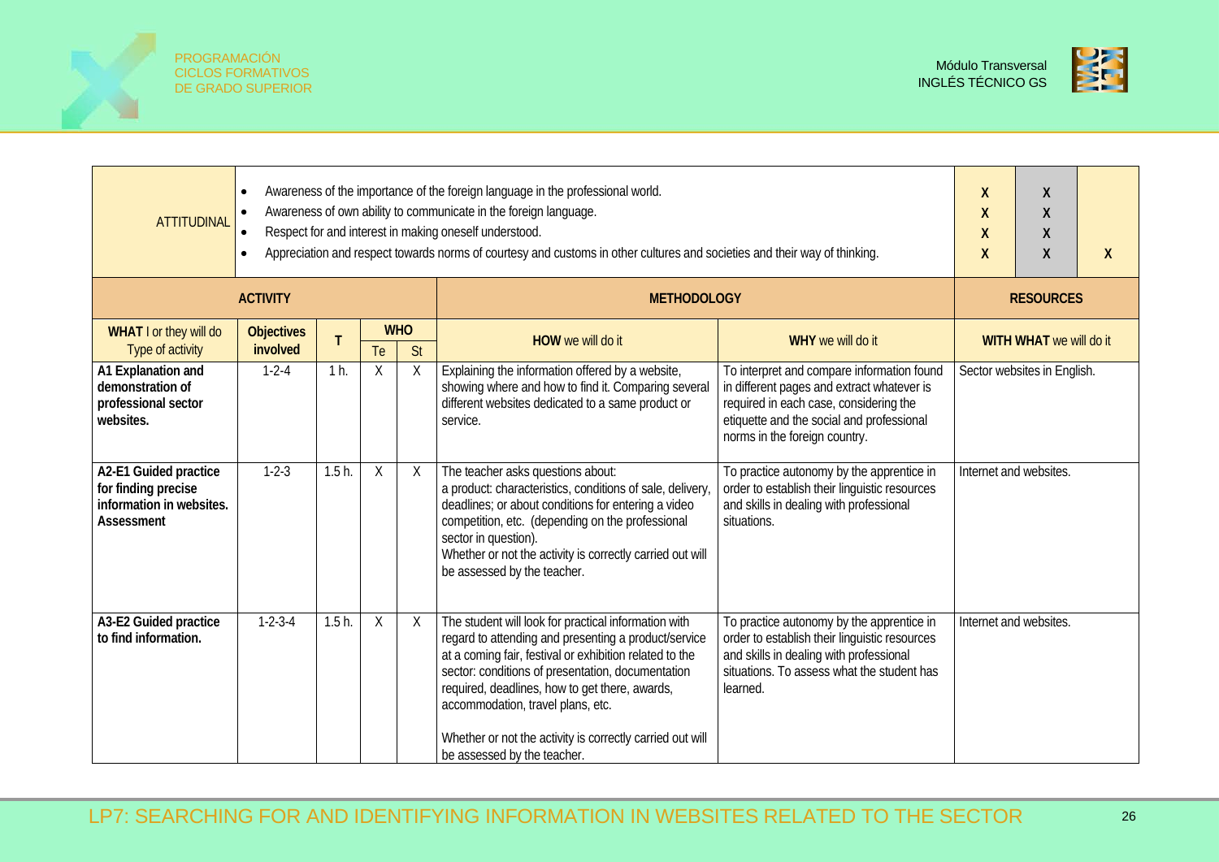| ATTITUDINAL | • Awareness of the importance of the foreign language in the professional world.<br>• Awareness of own ability to communicate in the foreign language.<br>• Respect for and interest in making oneself understood.<br>• Appreciation and respect towards norms of courtesy and customs in other cultures and societies and their way of thinking. | X<br>X<br>X<br>X | X<br>X<br>X<br>X | <br><br><br>X |
|---|---|---|---|---|

| ACTIVITY | | | | | METHODOLOGY | | RESOURCES |
|---|---|---|---|---|---|---|---|
| **WHAT** I or they will do<br>Type of activity | **Objectives involved** | **T** | **WHO** | | **HOW** we will do it | **WHY** we will do it | **WITH WHAT** we will do it |
| | | | Te | St | | | |
| **A1 Explanation and demonstration of professional sector websites.** | 1-2-4 | 1 h. | X | X | Explaining the information offered by a website, showing where and how to find it. Comparing several different websites dedicated to a same product or service. | To interpret and compare information found in different pages and extract whatever is required in each case, considering the etiquette and the social and professional norms in the foreign country. | Sector websites in English. |
| **A2-E1 Guided practice for finding precise information in websites. Assessment** | 1-2-3 | 1.5 h. | X | X | The teacher asks questions about:<br>a product: characteristics, conditions of sale, delivery, deadlines; or about conditions for entering a video competition, etc. (depending on the professional sector in question).<br>Whether or not the activity is correctly carried out will be assessed by the teacher. | To practice autonomy by the apprentice in order to establish their linguistic resources and skills in dealing with professional situations. | Internet and websites. |
| **A3-E2 Guided practice to find information.** | 1-2-3-4 | 1.5 h. | X | X | The student will look for practical information with regard to attending and presenting a product/service at a coming fair, festival or exhibition related to the sector: conditions of presentation, documentation required, deadlines, how to get there, awards, accommodation, travel plans, etc.<br><br>Whether or not the activity is correctly carried out will be assessed by the teacher. | To practice autonomy by the apprentice in order to establish their linguistic resources and skills in dealing with professional situations. To assess what the student has learned. | Internet and websites. |

LP7: SEARCHING FOR AND IDENTIFYING INFORMATION IN WEBSITES RELATED TO THE SECTOR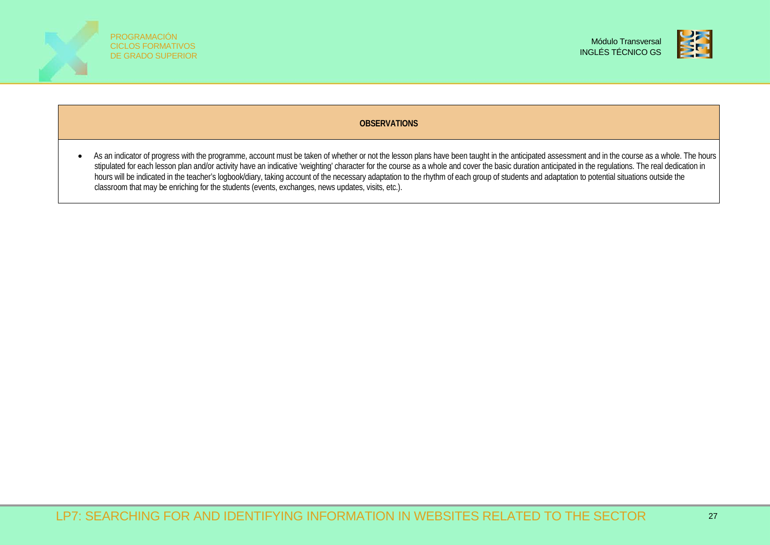| OBSERVATIONS |
| --- |
| • As an indicator of progress with the programme, account must be taken of whether or not the lesson plans have been taught in the anticipated assessment and in the course as a whole. The hours stipulated for each lesson plan and/or activity have an indicative 'weighting' character for the course as a whole and cover the basic duration anticipated in the regulations. The real dedication in hours will be indicated in the teacher's logbook/diary, taking account of the necessary adaptation to the rhythm of each group of students and adaptation to potential situations outside the classroom that may be enriching for the students (events, exchanges, news updates, visits, etc.). |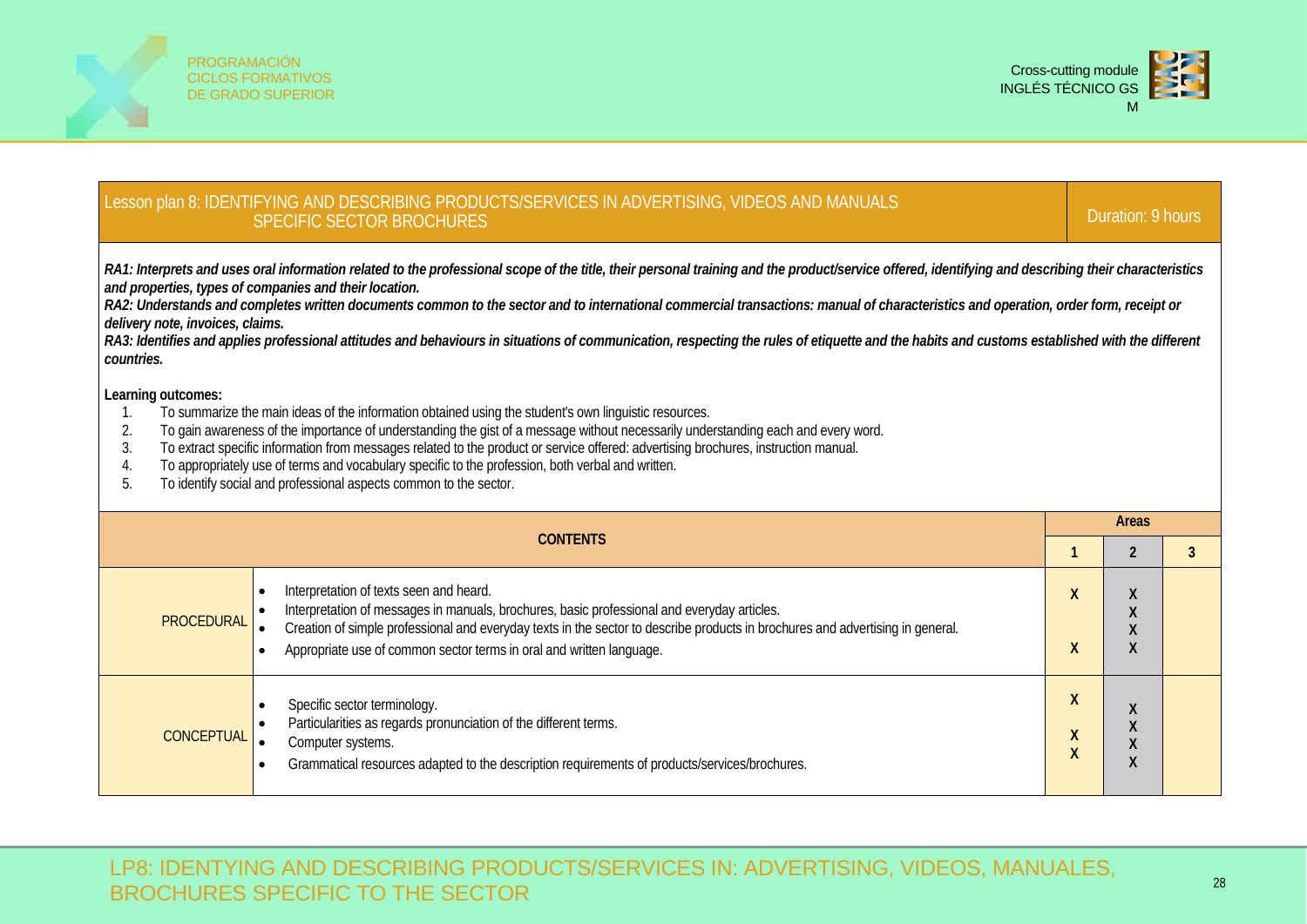| Lesson plan 8: IDENTIFYING AND DESCRIBING PRODUCTS/SERVICES IN ADVERTISING, VIDEOS AND MANUALS SPECIFIC SECTOR BROCHURES | Duration: 9 hours |
|---|---|

***RA1: Interprets and uses oral information related to the professional scope of the title, their personal training and the product/service offered, identifying and describing their characteristics and properties, types of companies and their location.***

***RA2: Understands and completes written documents common to the sector and to international commercial transactions: manual of characteristics and operation, order form, receipt or delivery note, invoices, claims.***

***RA3: Identifies and applies professional attitudes and behaviours in situations of communication, respecting the rules of etiquette and the habits and customs established with the different countries.***

**Learning outcomes:**

1. To summarize the main ideas of the information obtained using the student's own linguistic resources.
2. To gain awareness of the importance of understanding the gist of a message without necessarily understanding each and every word.
3. To extract specific information from messages related to the product or service offered: advertising brochures, instruction manual.
4. To appropriately use of terms and vocabulary specific to the profession, both verbal and written.
5. To identify social and professional aspects common to the sector.

| CONTENTS | | Areas | | |
|---|---|---|---|---|
| | | 1 | 2 | 3 |
| PROCEDURAL | • Interpretation of texts seen and heard.<br>• Interpretation of messages in manuals, brochures, basic professional and everyday articles.<br>• Creation of simple professional and everyday texts in the sector to describe products in brochures and advertising in general.<br>• Appropriate use of common sector terms in oral and written language. | X<br><br><br>X | X<br>X<br>X<br>X | |
| CONCEPTUAL | • Specific sector terminology.<br>• Particularities as regards pronunciation of the different terms.<br>• Computer systems.<br>• Grammatical resources adapted to the description requirements of products/services/brochures. | X<br><br>X<br>X | X<br>X<br>X<br>X | |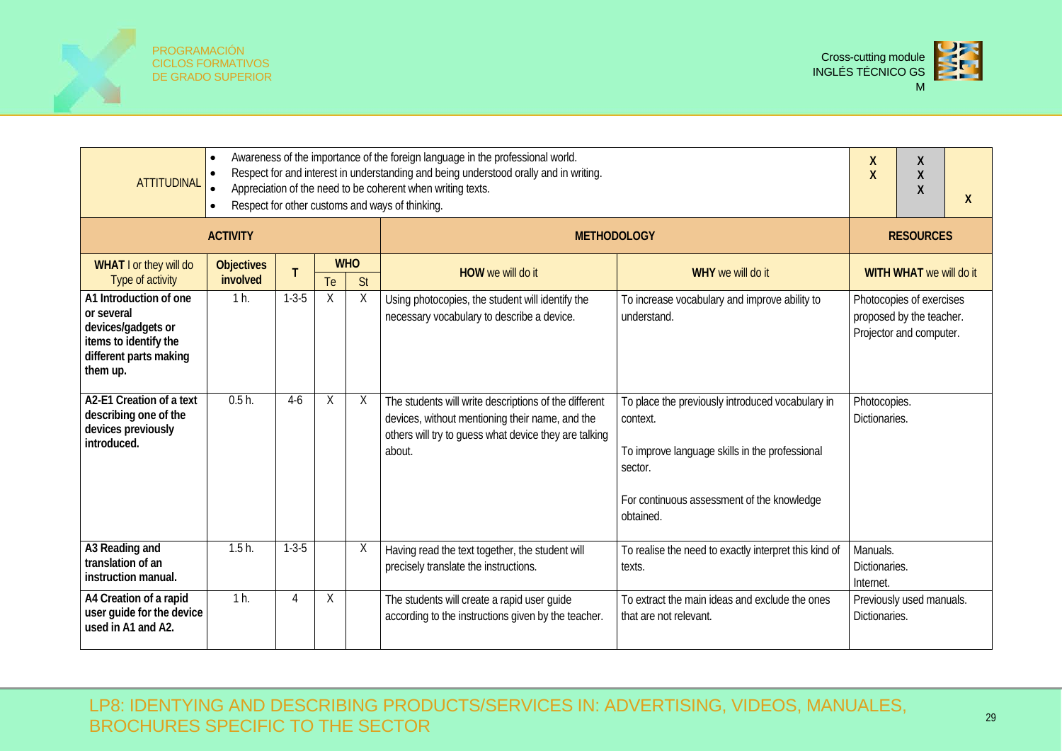| ATTITUDINAL | • Awareness of the importance of the foreign language in the professional world.<br>• Respect for and interest in understanding and being understood orally and in writing.<br>• Appreciation of the need to be coherent when writing texts.<br>• Respect for other customs and ways of thinking. | | | | | | X<br>X | X<br>X<br>X | X |
|---|---|---|---|---|---|---|---|---|---|
| **ACTIVITY** | | | | | **METHODOLOGY** | | **RESOURCES** | | |
| **WHAT** I or they will do<br>Type of activity | **Objectives involved** | **T** | **WHO** | | **HOW** we will do it | **WHY** we will do it | **WITH WHAT** we will do it | | |
| | | | Te | St | | | | | |
| **A1 Introduction of one or several devices/gadgets or items to identify the different parts making them up.** | 1 h. | 1-3-5 | X | X | Using photocopies, the student will identify the necessary vocabulary to describe a device. | To increase vocabulary and improve ability to understand. | Photocopies of exercises proposed by the teacher.<br>Projector and computer. | | |
| **A2-E1 Creation of a text describing one of the devices previously introduced.** | 0.5 h. | 4-6 | X | X | The students will write descriptions of the different devices, without mentioning their name, and the others will try to guess what device they are talking about. | To place the previously introduced vocabulary in context.<br><br>To improve language skills in the professional sector.<br><br>For continuous assessment of the knowledge obtained. | Photocopies.<br>Dictionaries. | | |
| **A3 Reading and translation of an instruction manual.** | 1.5 h. | 1-3-5 | | X | Having read the text together, the student will precisely translate the instructions. | To realise the need to exactly interpret this kind of texts. | Manuals.<br>Dictionaries.<br>Internet. | | |
| **A4 Creation of a rapid user guide for the device used in A1 and A2.** | 1 h. | 4 | X | | The students will create a rapid user guide according to the instructions given by the teacher. | To extract the main ideas and exclude the ones that are not relevant. | Previously used manuals.<br>Dictionaries. | | |

LP8: IDENTYING AND DESCRIBING PRODUCTS/SERVICES IN: ADVERTISING, VIDEOS, MANUALES, BROCHURES SPECIFIC TO THE SECTOR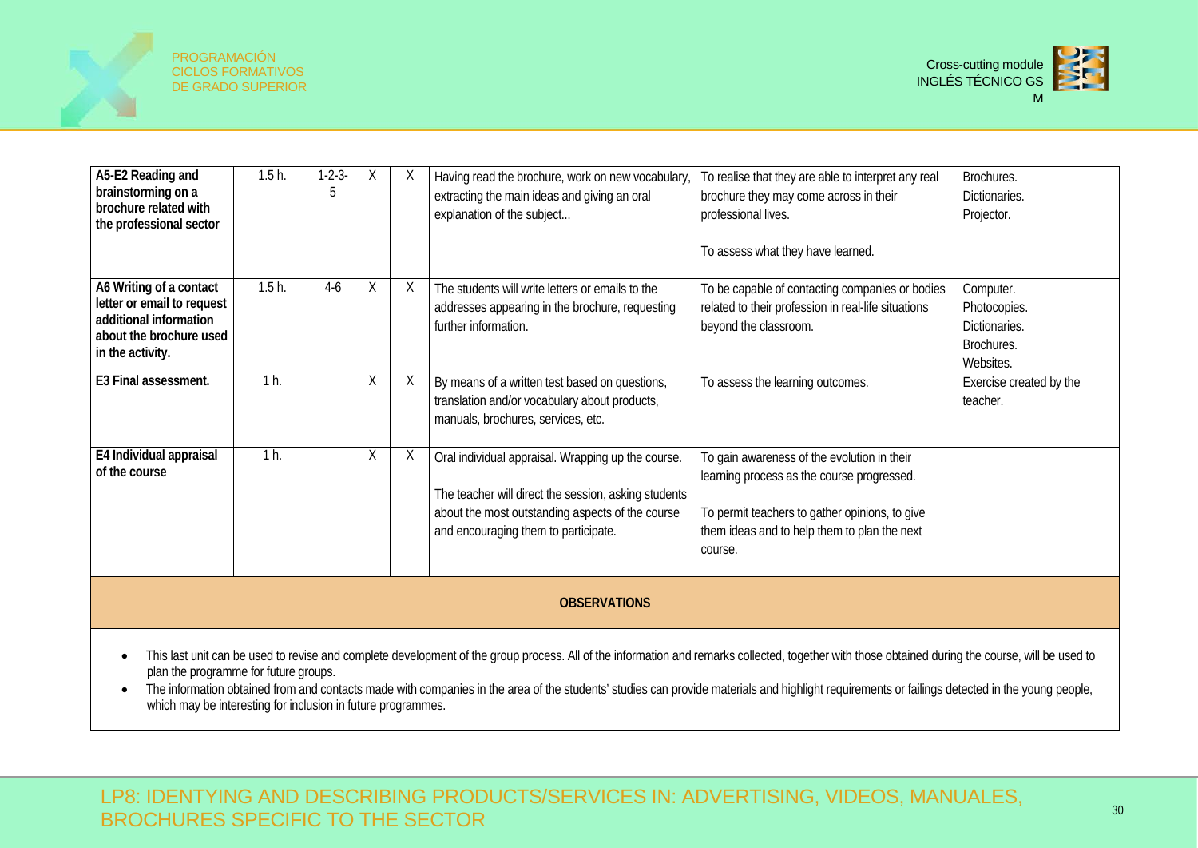| A5-E2 Reading and brainstorming on a brochure related with the professional sector | 1.5 h. | 1-2-3-5 | X | X | Having read the brochure, work on new vocabulary, extracting the main ideas and giving an oral explanation of the subject... | To realise that they are able to interpret any real brochure they may come across in their professional lives.<br><br>To assess what they have learned. | Brochures.<br>Dictionaries.<br>Projector. |
|---|---|---|---|---|---|---|---|
| **A6 Writing of a contact letter or email to request additional information about the brochure used in the activity.** | 1.5 h. | 4-6 | X | X | The students will write letters or emails to the addresses appearing in the brochure, requesting further information. | To be capable of contacting companies or bodies related to their profession in real-life situations beyond the classroom. | Computer.<br>Photocopies.<br>Dictionaries.<br>Brochures.<br>Websites. |
| **E3 Final assessment.** | 1 h. | | X | X | By means of a written test based on questions, translation and/or vocabulary about products, manuals, brochures, services, etc. | To assess the learning outcomes. | Exercise created by the teacher. |
| **E4 Individual appraisal of the course** | 1 h. | | X | X | Oral individual appraisal. Wrapping up the course.<br><br>The teacher will direct the session, asking students about the most outstanding aspects of the course and encouraging them to participate. | To gain awareness of the evolution in their learning process as the course progressed.<br><br>To permit teachers to gather opinions, to give them ideas and to help them to plan the next course. | |

**OBSERVATIONS**

- This last unit can be used to revise and complete development of the group process. All of the information and remarks collected, together with those obtained during the course, will be used to plan the programme for future groups.
- The information obtained from and contacts made with companies in the area of the students' studies can provide materials and highlight requirements or failings detected in the young people, which may be interesting for inclusion in future programmes.